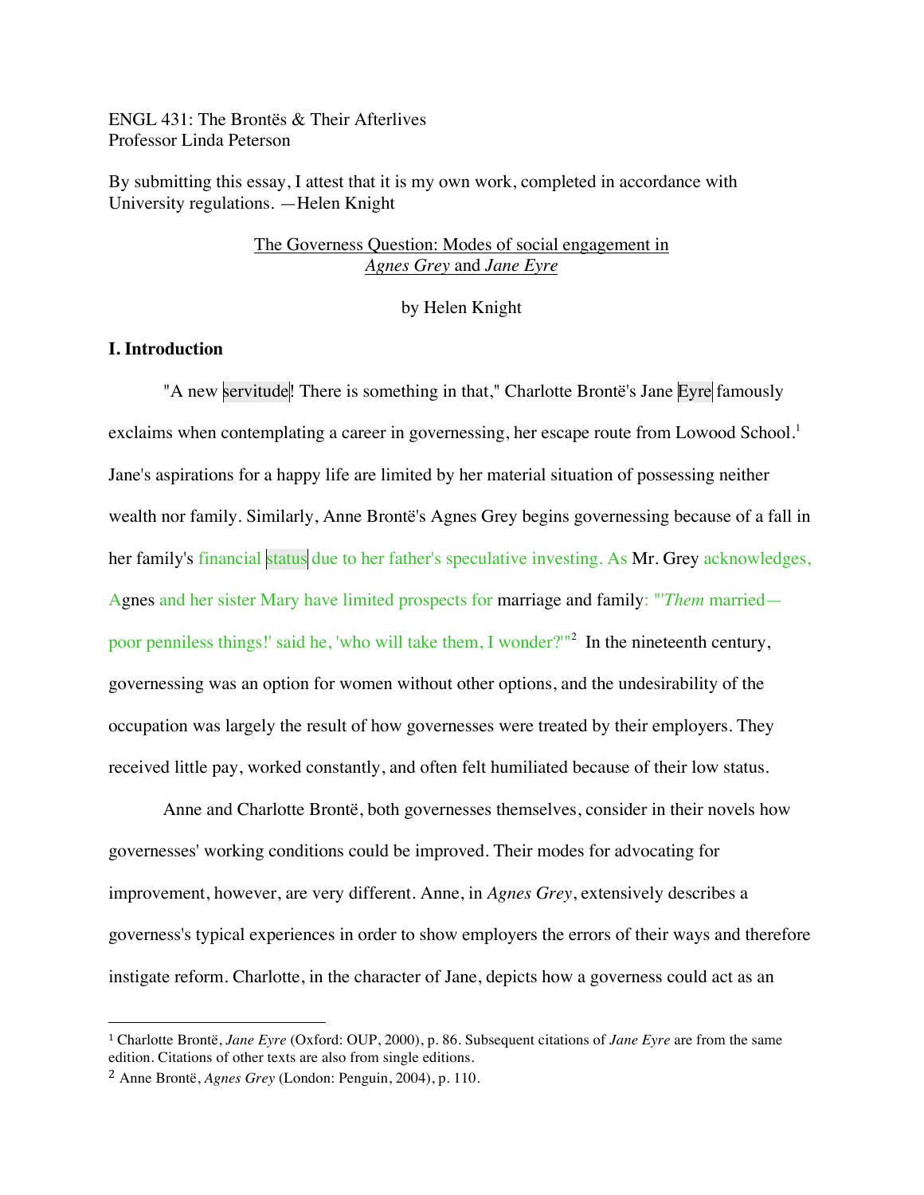ENGL 431: The Brontës & Their Afterlives
Professor Linda Peterson

By submitting this essay, I attest that it is my own work, completed in accordance with University regulations. —Helen Knight

The Governess Question: Modes of social engagement in *Agnes Grey* and *Jane Eyre*

by Helen Knight

## I. Introduction

"A new servitude! There is something in that," Charlotte Brontë's Jane Eyre famously exclaims when contemplating a career in governessing, her escape route from Lowood School.[1] Jane's aspirations for a happy life are limited by her material situation of possessing neither wealth nor family. Similarly, Anne Brontë's Agnes Grey begins governessing because of a fall in her family's financial status due to her father's speculative investing. As Mr. Grey acknowledges, Agnes and her sister Mary have limited prospects for marriage and family: "'*Them* married—poor penniless things!' said he, 'who will take them, I wonder?'"[2] In the nineteenth century, governessing was an option for women without other options, and the undesirability of the occupation was largely the result of how governesses were treated by their employers. They received little pay, worked constantly, and often felt humiliated because of their low status.

Anne and Charlotte Brontë, both governesses themselves, consider in their novels how governesses' working conditions could be improved. Their modes for advocating for improvement, however, are very different. Anne, in *Agnes Grey*, extensively describes a governess's typical experiences in order to show employers the errors of their ways and therefore instigate reform. Charlotte, in the character of Jane, depicts how a governess could act as an

---

[1] Charlotte Brontë, *Jane Eyre* (Oxford: OUP, 2000), p. 86. Subsequent citations of *Jane Eyre* are from the same edition. Citations of other texts are also from single editions.

[2] Anne Brontë, *Agnes Grey* (London: Penguin, 2004), p. 110.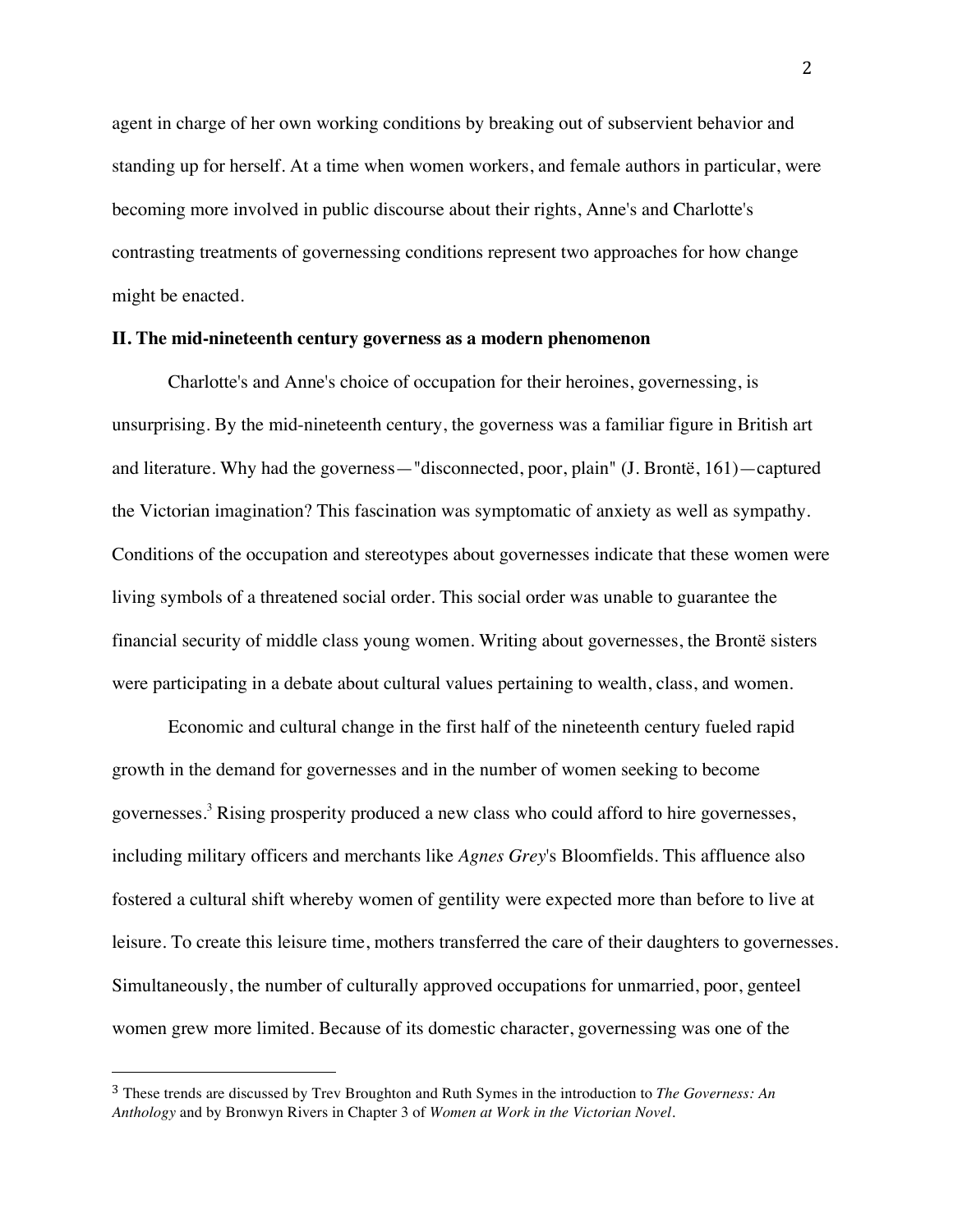agent in charge of her own working conditions by breaking out of subservient behavior and standing up for herself. At a time when women workers, and female authors in particular, were becoming more involved in public discourse about their rights, Anne's and Charlotte's contrasting treatments of governessing conditions represent two approaches for how change might be enacted.

## II. The mid-nineteenth century governess as a modern phenomenon

Charlotte's and Anne's choice of occupation for their heroines, governessing, is unsurprising. By the mid-nineteenth century, the governess was a familiar figure in British art and literature. Why had the governess—"disconnected, poor, plain" (J. Brontë, 161)—captured the Victorian imagination? This fascination was symptomatic of anxiety as well as sympathy. Conditions of the occupation and stereotypes about governesses indicate that these women were living symbols of a threatened social order. This social order was unable to guarantee the financial security of middle class young women. Writing about governesses, the Brontë sisters were participating in a debate about cultural values pertaining to wealth, class, and women.

Economic and cultural change in the first half of the nineteenth century fueled rapid growth in the demand for governesses and in the number of women seeking to become governesses.[3] Rising prosperity produced a new class who could afford to hire governesses, including military officers and merchants like *Agnes Grey*'s Bloomfields. This affluence also fostered a cultural shift whereby women of gentility were expected more than before to live at leisure. To create this leisure time, mothers transferred the care of their daughters to governesses. Simultaneously, the number of culturally approved occupations for unmarried, poor, genteel women grew more limited. Because of its domestic character, governessing was one of the

---

[3] These trends are discussed by Trev Broughton and Ruth Symes in the introduction to *The Governess: An Anthology* and by Bronwyn Rivers in Chapter 3 of *Women at Work in the Victorian Novel*.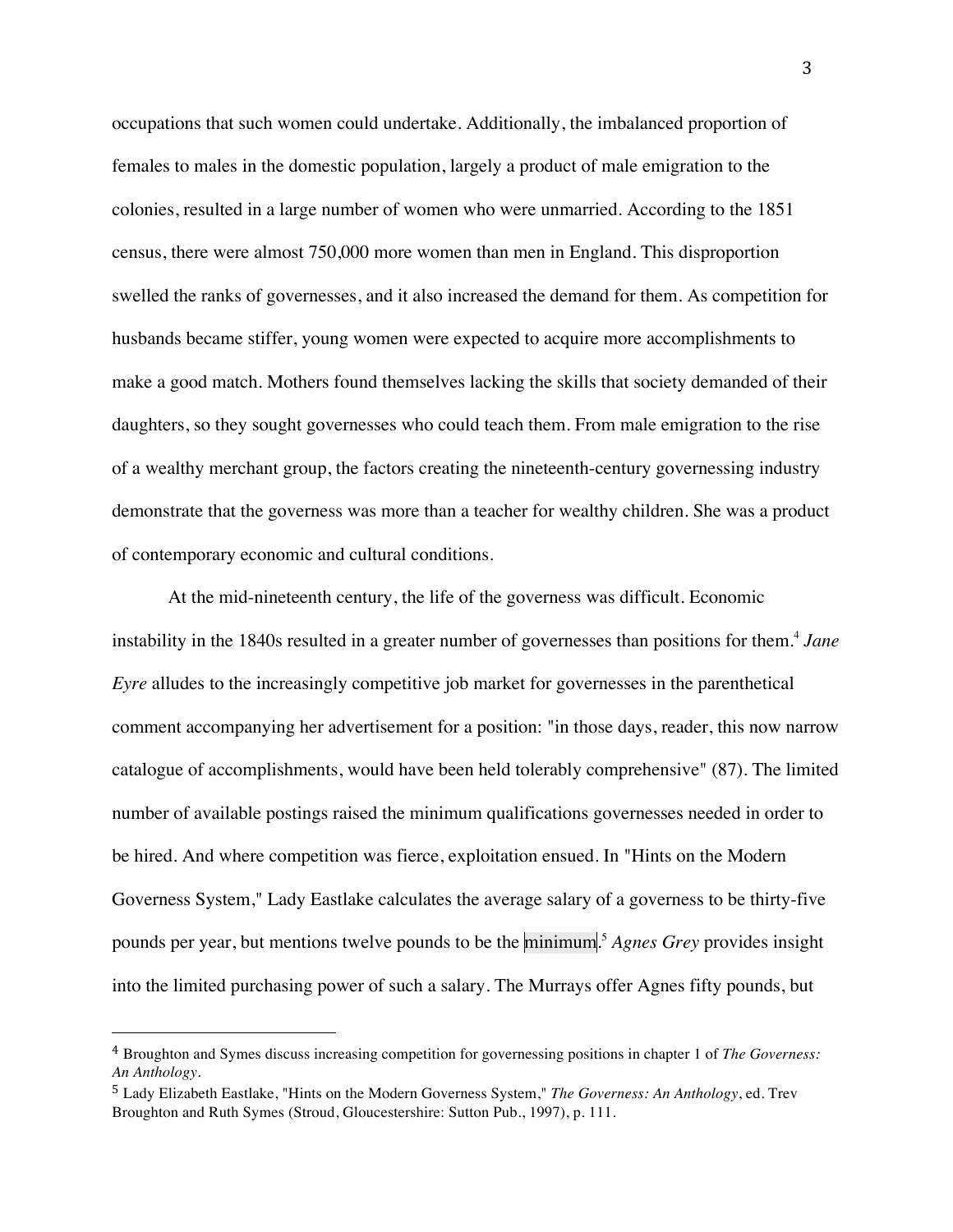occupations that such women could undertake. Additionally, the imbalanced proportion of females to males in the domestic population, largely a product of male emigration to the colonies, resulted in a large number of women who were unmarried. According to the 1851 census, there were almost 750,000 more women than men in England. This disproportion swelled the ranks of governesses, and it also increased the demand for them. As competition for husbands became stiffer, young women were expected to acquire more accomplishments to make a good match. Mothers found themselves lacking the skills that society demanded of their daughters, so they sought governesses who could teach them. From male emigration to the rise of a wealthy merchant group, the factors creating the nineteenth-century governessing industry demonstrate that the governess was more than a teacher for wealthy children. She was a product of contemporary economic and cultural conditions.

At the mid-nineteenth century, the life of the governess was difficult. Economic instability in the 1840s resulted in a greater number of governesses than positions for them.[4] *Jane Eyre* alludes to the increasingly competitive job market for governesses in the parenthetical comment accompanying her advertisement for a position: "in those days, reader, this now narrow catalogue of accomplishments, would have been held tolerably comprehensive" (87). The limited number of available postings raised the minimum qualifications governesses needed in order to be hired. And where competition was fierce, exploitation ensued. In "Hints on the Modern Governess System," Lady Eastlake calculates the average salary of a governess to be thirty-five pounds per year, but mentions twelve pounds to be the minimum.[5] *Agnes Grey* provides insight into the limited purchasing power of such a salary. The Murrays offer Agnes fifty pounds, but

---

[4] Broughton and Symes discuss increasing competition for governessing positions in chapter 1 of *The Governess: An Anthology*.

[5] Lady Elizabeth Eastlake, "Hints on the Modern Governess System," *The Governess: An Anthology*, ed. Trev Broughton and Ruth Symes (Stroud, Gloucestershire: Sutton Pub., 1997), p. 111.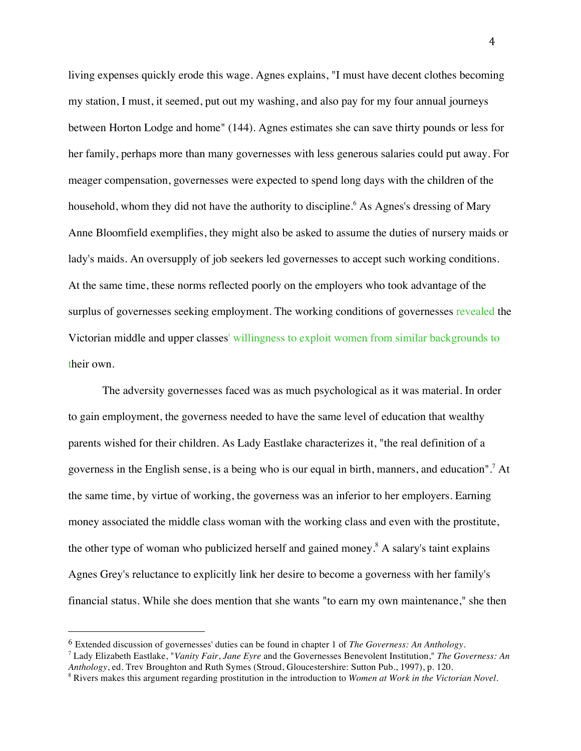living expenses quickly erode this wage. Agnes explains, "I must have decent clothes becoming my station, I must, it seemed, put out my washing, and also pay for my four annual journeys between Horton Lodge and home" (144). Agnes estimates she can save thirty pounds or less for her family, perhaps more than many governesses with less generous salaries could put away. For meager compensation, governesses were expected to spend long days with the children of the household, whom they did not have the authority to discipline.[6] As Agnes's dressing of Mary Anne Bloomfield exemplifies, they might also be asked to assume the duties of nursery maids or lady's maids. An oversupply of job seekers led governesses to accept such working conditions. At the same time, these norms reflected poorly on the employers who took advantage of the surplus of governesses seeking employment. The working conditions of governesses revealed the Victorian middle and upper classes' willingness to exploit women from similar backgrounds to their own.

The adversity governesses faced was as much psychological as it was material. In order to gain employment, the governess needed to have the same level of education that wealthy parents wished for their children. As Lady Eastlake characterizes it, "the real definition of a governess in the English sense, is a being who is our equal in birth, manners, and education".[7] At the same time, by virtue of working, the governess was an inferior to her employers. Earning money associated the middle class woman with the working class and even with the prostitute, the other type of woman who publicized herself and gained money.[8] A salary's taint explains Agnes Grey's reluctance to explicitly link her desire to become a governess with her family's financial status. While she does mention that she wants "to earn my own maintenance," she then

---

[6] Extended discussion of governesses' duties can be found in chapter 1 of *The Governess: An Anthology*.

[7] Lady Elizabeth Eastlake, "*Vanity Fair*, *Jane Eyre* and the Governesses Benevolent Institution," *The Governess: An Anthology*, ed. Trev Broughton and Ruth Symes (Stroud, Gloucestershire: Sutton Pub., 1997), p. 120.

[8] Rivers makes this argument regarding prostitution in the introduction to *Women at Work in the Victorian Novel*.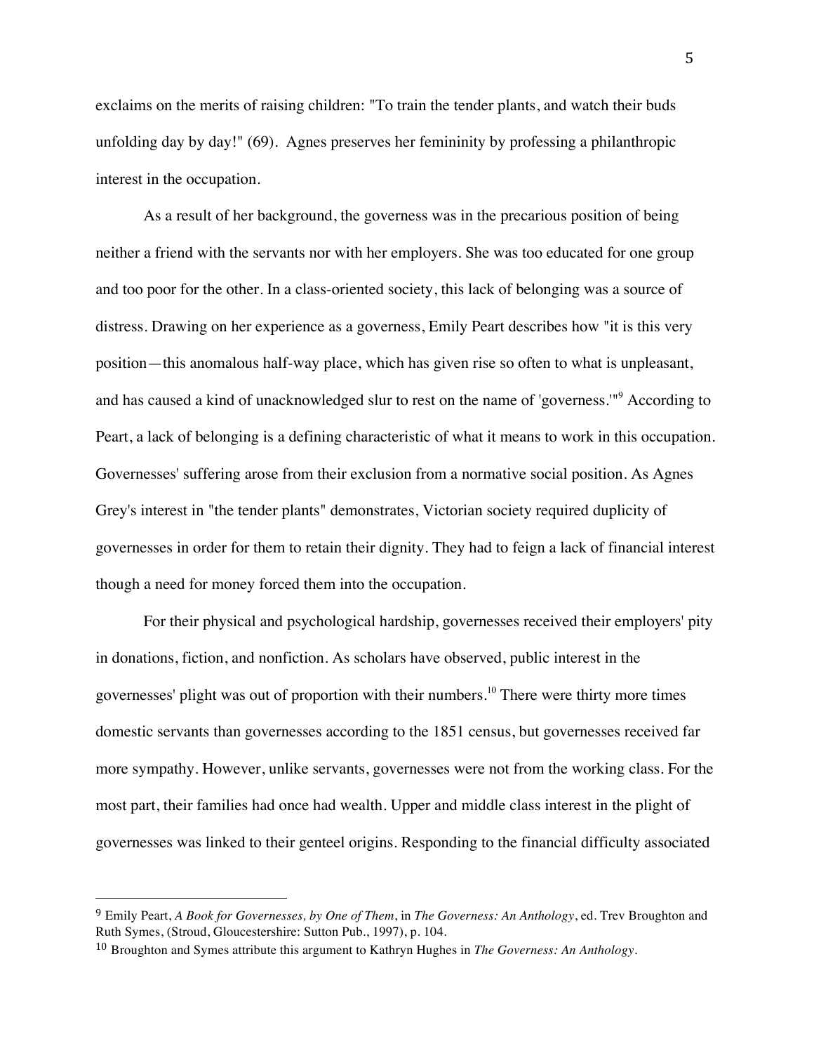exclaims on the merits of raising children: "To train the tender plants, and watch their buds unfolding day by day!" (69). Agnes preserves her femininity by professing a philanthropic interest in the occupation.

As a result of her background, the governess was in the precarious position of being neither a friend with the servants nor with her employers. She was too educated for one group and too poor for the other. In a class-oriented society, this lack of belonging was a source of distress. Drawing on her experience as a governess, Emily Peart describes how "it is this very position—this anomalous half-way place, which has given rise so often to what is unpleasant, and has caused a kind of unacknowledged slur to rest on the name of 'governess.'"[9] According to Peart, a lack of belonging is a defining characteristic of what it means to work in this occupation. Governesses' suffering arose from their exclusion from a normative social position. As Agnes Grey's interest in "the tender plants" demonstrates, Victorian society required duplicity of governesses in order for them to retain their dignity. They had to feign a lack of financial interest though a need for money forced them into the occupation.

For their physical and psychological hardship, governesses received their employers' pity in donations, fiction, and nonfiction. As scholars have observed, public interest in the governesses' plight was out of proportion with their numbers.[10] There were thirty more times domestic servants than governesses according to the 1851 census, but governesses received far more sympathy. However, unlike servants, governesses were not from the working class. For the most part, their families had once had wealth. Upper and middle class interest in the plight of governesses was linked to their genteel origins. Responding to the financial difficulty associated

---

[9] Emily Peart, *A Book for Governesses, by One of Them*, in *The Governess: An Anthology*, ed. Trev Broughton and Ruth Symes, (Stroud, Gloucestershire: Sutton Pub., 1997), p. 104.

[10] Broughton and Symes attribute this argument to Kathryn Hughes in *The Governess: An Anthology*.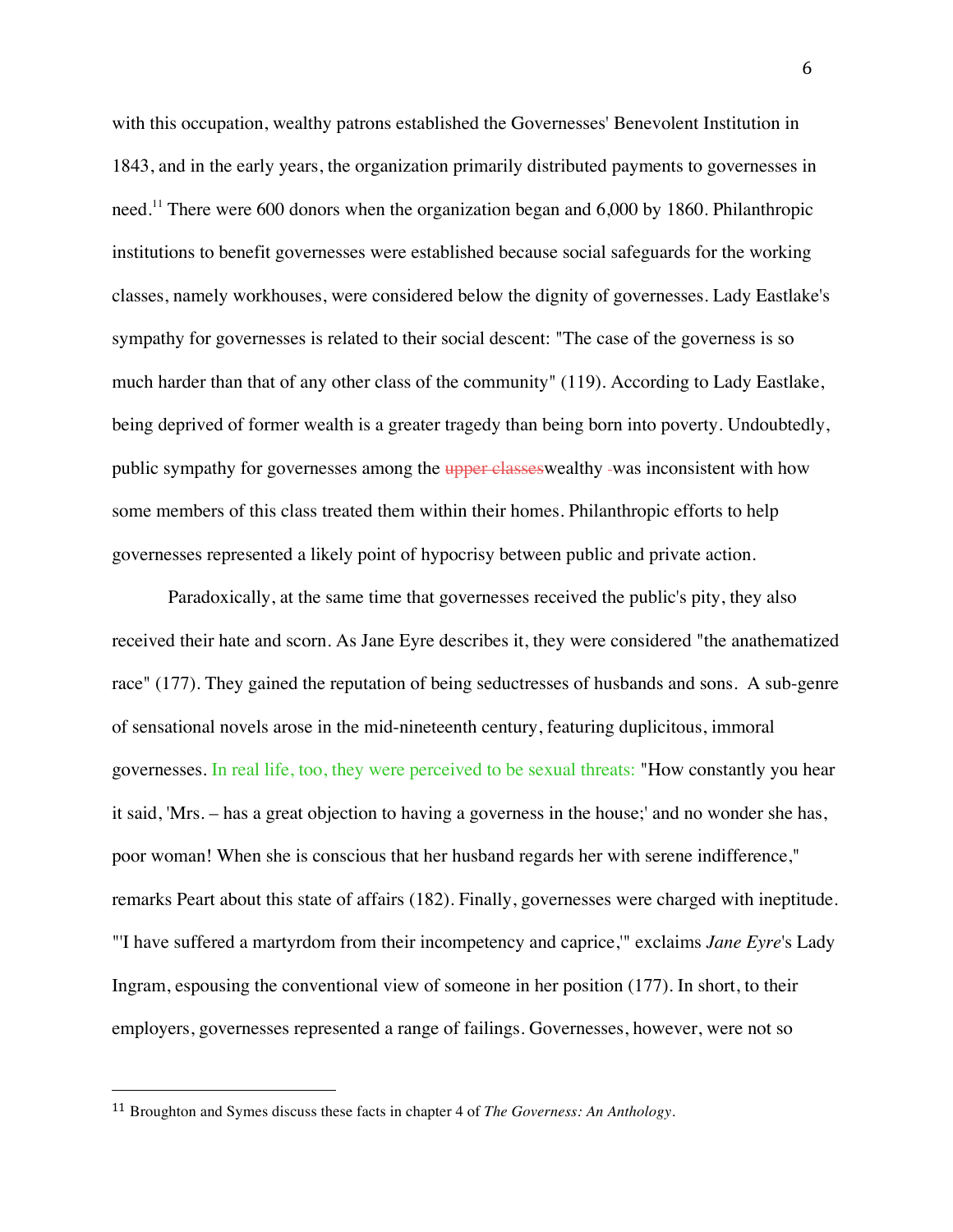with this occupation, wealthy patrons established the Governesses' Benevolent Institution in 1843, and in the early years, the organization primarily distributed payments to governesses in need.[11] There were 600 donors when the organization began and 6,000 by 1860. Philanthropic institutions to benefit governesses were established because social safeguards for the working classes, namely workhouses, were considered below the dignity of governesses. Lady Eastlake's sympathy for governesses is related to their social descent: "The case of the governess is so much harder than that of any other class of the community" (119). According to Lady Eastlake, being deprived of former wealth is a greater tragedy than being born into poverty. Undoubtedly, public sympathy for governesses among the ~~upper classes~~wealthy ~~ ~~was inconsistent with how some members of this class treated them within their homes. Philanthropic efforts to help governesses represented a likely point of hypocrisy between public and private action.

Paradoxically, at the same time that governesses received the public's pity, they also received their hate and scorn. As Jane Eyre describes it, they were considered "the anathematized race" (177). They gained the reputation of being seductresses of husbands and sons. A sub-genre of sensational novels arose in the mid-nineteenth century, featuring duplicitous, immoral governesses. In real life, too, they were perceived to be sexual threats: "How constantly you hear it said, 'Mrs. – has a great objection to having a governess in the house;' and no wonder she has, poor woman! When she is conscious that her husband regards her with serene indifference," remarks Peart about this state of affairs (182). Finally, governesses were charged with ineptitude. "'I have suffered a martyrdom from their incompetency and caprice,'" exclaims *Jane Eyre*'s Lady Ingram, espousing the conventional view of someone in her position (177). In short, to their employers, governesses represented a range of failings. Governesses, however, were not so

---

[11] Broughton and Symes discuss these facts in chapter 4 of *The Governess: An Anthology*.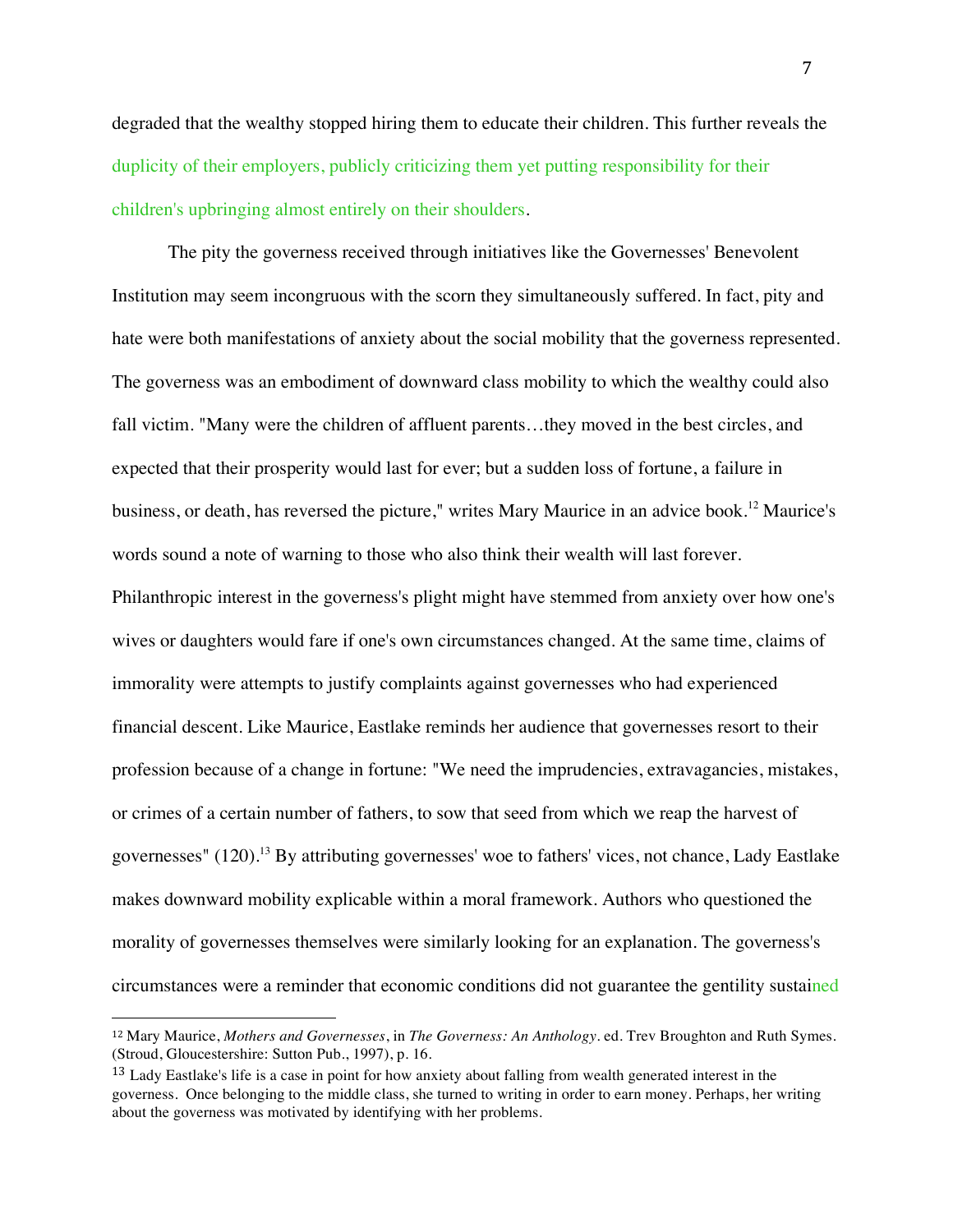degraded that the wealthy stopped hiring them to educate their children. This further reveals the duplicity of their employers, publicly criticizing them yet putting responsibility for their children's upbringing almost entirely on their shoulders.

The pity the governess received through initiatives like the Governesses' Benevolent Institution may seem incongruous with the scorn they simultaneously suffered. In fact, pity and hate were both manifestations of anxiety about the social mobility that the governess represented. The governess was an embodiment of downward class mobility to which the wealthy could also fall victim. "Many were the children of affluent parents…they moved in the best circles, and expected that their prosperity would last for ever; but a sudden loss of fortune, a failure in business, or death, has reversed the picture," writes Mary Maurice in an advice book.[12] Maurice's words sound a note of warning to those who also think their wealth will last forever. Philanthropic interest in the governess's plight might have stemmed from anxiety over how one's wives or daughters would fare if one's own circumstances changed. At the same time, claims of immorality were attempts to justify complaints against governesses who had experienced financial descent. Like Maurice, Eastlake reminds her audience that governesses resort to their profession because of a change in fortune: "We need the imprudencies, extravagancies, mistakes, or crimes of a certain number of fathers, to sow that seed from which we reap the harvest of governesses" (120).[13] By attributing governesses' woe to fathers' vices, not chance, Lady Eastlake makes downward mobility explicable within a moral framework. Authors who questioned the morality of governesses themselves were similarly looking for an explanation. The governess's circumstances were a reminder that economic conditions did not guarantee the gentility sustained

---

[12] Mary Maurice, *Mothers and Governesses*, in *The Governess: An Anthology*. ed. Trev Broughton and Ruth Symes. (Stroud, Gloucestershire: Sutton Pub., 1997), p. 16.

[13] Lady Eastlake's life is a case in point for how anxiety about falling from wealth generated interest in the governess. Once belonging to the middle class, she turned to writing in order to earn money. Perhaps, her writing about the governess was motivated by identifying with her problems.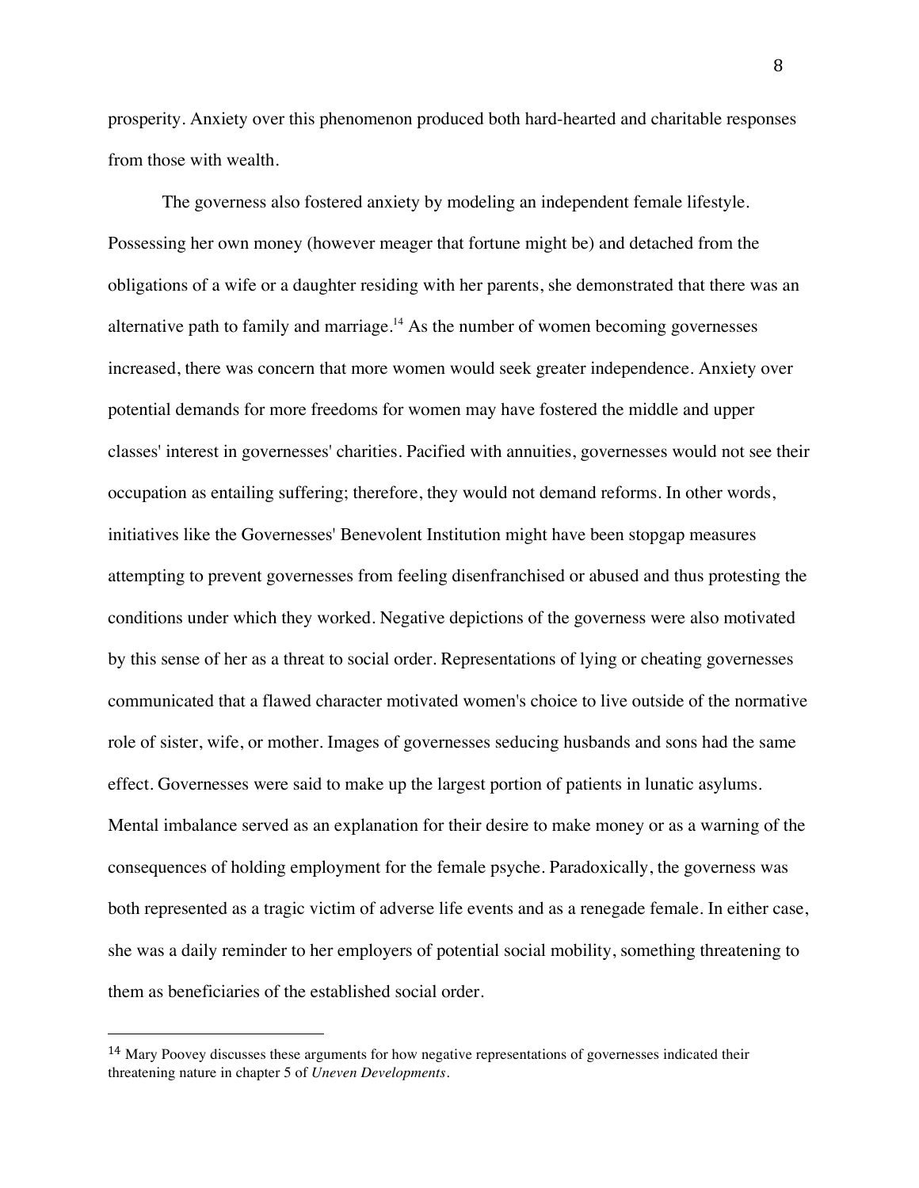prosperity. Anxiety over this phenomenon produced both hard-hearted and charitable responses from those with wealth.

The governess also fostered anxiety by modeling an independent female lifestyle. Possessing her own money (however meager that fortune might be) and detached from the obligations of a wife or a daughter residing with her parents, she demonstrated that there was an alternative path to family and marriage.[14] As the number of women becoming governesses increased, there was concern that more women would seek greater independence. Anxiety over potential demands for more freedoms for women may have fostered the middle and upper classes' interest in governesses' charities. Pacified with annuities, governesses would not see their occupation as entailing suffering; therefore, they would not demand reforms. In other words, initiatives like the Governesses' Benevolent Institution might have been stopgap measures attempting to prevent governesses from feeling disenfranchised or abused and thus protesting the conditions under which they worked. Negative depictions of the governess were also motivated by this sense of her as a threat to social order. Representations of lying or cheating governesses communicated that a flawed character motivated women's choice to live outside of the normative role of sister, wife, or mother. Images of governesses seducing husbands and sons had the same effect. Governesses were said to make up the largest portion of patients in lunatic asylums. Mental imbalance served as an explanation for their desire to make money or as a warning of the consequences of holding employment for the female psyche. Paradoxically, the governess was both represented as a tragic victim of adverse life events and as a renegade female. In either case, she was a daily reminder to her employers of potential social mobility, something threatening to them as beneficiaries of the established social order.

---

[14] Mary Poovey discusses these arguments for how negative representations of governesses indicated their threatening nature in chapter 5 of *Uneven Developments*.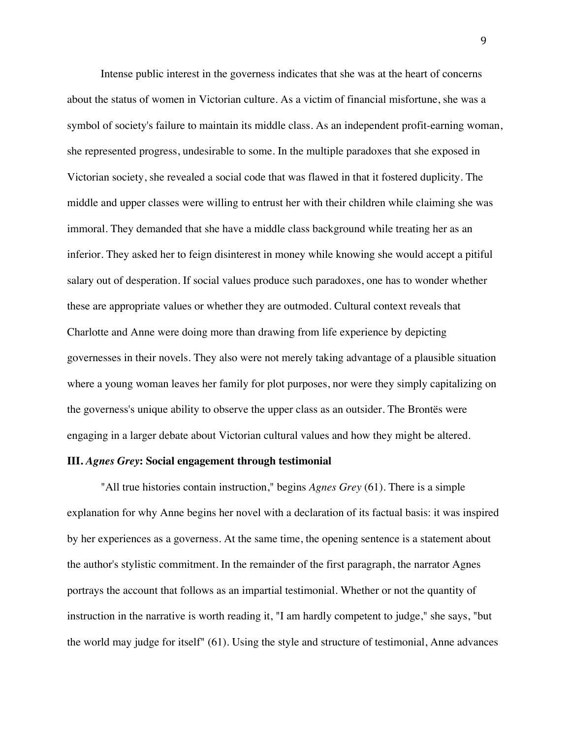Intense public interest in the governess indicates that she was at the heart of concerns about the status of women in Victorian culture. As a victim of financial misfortune, she was a symbol of society's failure to maintain its middle class. As an independent profit-earning woman, she represented progress, undesirable to some. In the multiple paradoxes that she exposed in Victorian society, she revealed a social code that was flawed in that it fostered duplicity. The middle and upper classes were willing to entrust her with their children while claiming she was immoral. They demanded that she have a middle class background while treating her as an inferior. They asked her to feign disinterest in money while knowing she would accept a pitiful salary out of desperation. If social values produce such paradoxes, one has to wonder whether these are appropriate values or whether they are outmoded. Cultural context reveals that Charlotte and Anne were doing more than drawing from life experience by depicting governesses in their novels. They also were not merely taking advantage of a plausible situation where a young woman leaves her family for plot purposes, nor were they simply capitalizing on the governess's unique ability to observe the upper class as an outsider. The Brontës were engaging in a larger debate about Victorian cultural values and how they might be altered.

### III. *Agnes Grey*: Social engagement through testimonial

"All true histories contain instruction," begins *Agnes Grey* (61). There is a simple explanation for why Anne begins her novel with a declaration of its factual basis: it was inspired by her experiences as a governess. At the same time, the opening sentence is a statement about the author's stylistic commitment. In the remainder of the first paragraph, the narrator Agnes portrays the account that follows as an impartial testimonial. Whether or not the quantity of instruction in the narrative is worth reading it, "I am hardly competent to judge," she says, "but the world may judge for itself" (61). Using the style and structure of testimonial, Anne advances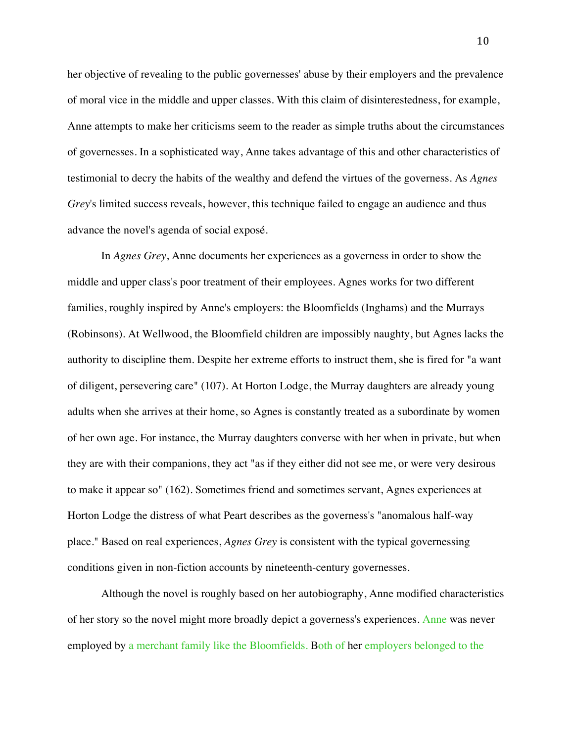her objective of revealing to the public governesses' abuse by their employers and the prevalence of moral vice in the middle and upper classes. With this claim of disinterestedness, for example, Anne attempts to make her criticisms seem to the reader as simple truths about the circumstances of governesses. In a sophisticated way, Anne takes advantage of this and other characteristics of testimonial to decry the habits of the wealthy and defend the virtues of the governess. As *Agnes Grey*'s limited success reveals, however, this technique failed to engage an audience and thus advance the novel's agenda of social exposé.

In *Agnes Grey*, Anne documents her experiences as a governess in order to show the middle and upper class's poor treatment of their employees. Agnes works for two different families, roughly inspired by Anne's employers: the Bloomfields (Inghams) and the Murrays (Robinsons). At Wellwood, the Bloomfield children are impossibly naughty, but Agnes lacks the authority to discipline them. Despite her extreme efforts to instruct them, she is fired for "a want of diligent, persevering care" (107). At Horton Lodge, the Murray daughters are already young adults when she arrives at their home, so Agnes is constantly treated as a subordinate by women of her own age. For instance, the Murray daughters converse with her when in private, but when they are with their companions, they act "as if they either did not see me, or were very desirous to make it appear so" (162). Sometimes friend and sometimes servant, Agnes experiences at Horton Lodge the distress of what Peart describes as the governess's "anomalous half-way place." Based on real experiences, *Agnes Grey* is consistent with the typical governessing conditions given in non-fiction accounts by nineteenth-century governesses.

Although the novel is roughly based on her autobiography, Anne modified characteristics of her story so the novel might more broadly depict a governess's experiences. Anne was never employed by a merchant family like the Bloomfields. Both of her employers belonged to the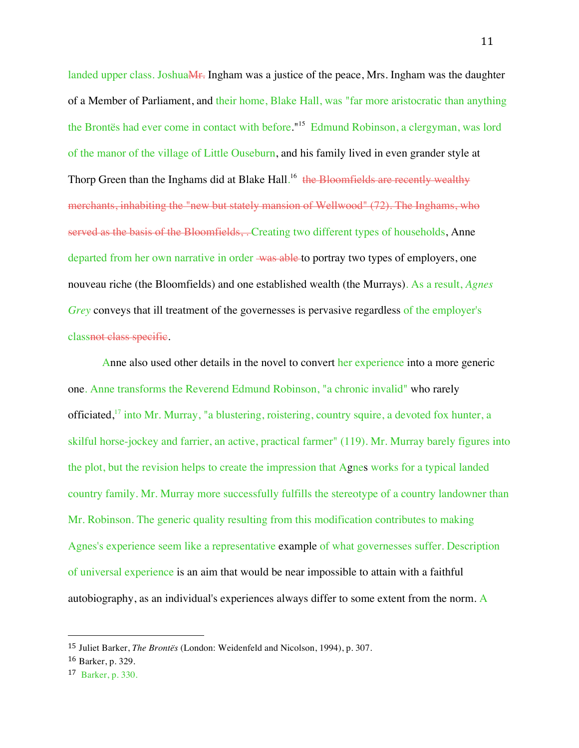landed upper class. Joshua~~Mr.~~ Ingham was a justice of the peace, Mrs. Ingham was the daughter of a Member of Parliament, and their home, Blake Hall, was "far more aristocratic than anything the Brontës had ever come in contact with before."[15] Edmund Robinson, a clergyman, was lord of the manor of the village of Little Ouseburn, and his family lived in even grander style at Thorp Green than the Inghams did at Blake Hall.[16] ~~the Bloomfields are recently wealthy merchants, inhabiting the "new but stately mansion of Wellwood" (72). The Inghams, who served as the basis of the Bloomfields, .~~ Creating two different types of households, Anne departed from her own narrative in order ~~was able~~ to portray two types of employers, one nouveau riche (the Bloomfields) and one established wealth (the Murrays). As a result, *Agnes Grey* conveys that ill treatment of the governesses is pervasive regardless of the employer's class~~not class specific~~.

Anne also used other details in the novel to convert her experience into a more generic one. Anne transforms the Reverend Edmund Robinson, "a chronic invalid" who rarely officiated,[17] into Mr. Murray, "a blustering, roistering, country squire, a devoted fox hunter, a skilful horse-jockey and farrier, an active, practical farmer" (119). Mr. Murray barely figures into the plot, but the revision helps to create the impression that Agnes works for a typical landed country family. Mr. Murray more successfully fulfills the stereotype of a country landowner than Mr. Robinson. The generic quality resulting from this modification contributes to making Agnes's experience seem like a representative example of what governesses suffer. Description of universal experience is an aim that would be near impossible to attain with a faithful autobiography, as an individual's experiences always differ to some extent from the norm. A

---

15 Juliet Barker, *The Brontës* (London: Weidenfeld and Nicolson, 1994), p. 307.

16 Barker, p. 329.

17 Barker, p. 330.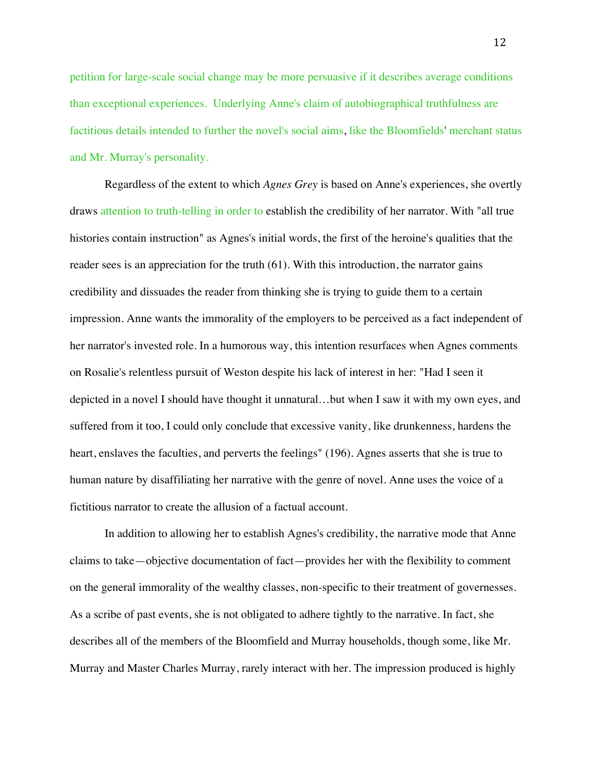petition for large-scale social change may be more persuasive if it describes average conditions than exceptional experiences. Underlying Anne's claim of autobiographical truthfulness are factitious details intended to further the novel's social aims, like the Bloomfields' merchant status and Mr. Murray's personality.

Regardless of the extent to which *Agnes Grey* is based on Anne's experiences, she overtly draws attention to truth-telling in order to establish the credibility of her narrator. With "all true histories contain instruction" as Agnes's initial words, the first of the heroine's qualities that the reader sees is an appreciation for the truth (61). With this introduction, the narrator gains credibility and dissuades the reader from thinking she is trying to guide them to a certain impression. Anne wants the immorality of the employers to be perceived as a fact independent of her narrator's invested role. In a humorous way, this intention resurfaces when Agnes comments on Rosalie's relentless pursuit of Weston despite his lack of interest in her: "Had I seen it depicted in a novel I should have thought it unnatural…but when I saw it with my own eyes, and suffered from it too, I could only conclude that excessive vanity, like drunkenness, hardens the heart, enslaves the faculties, and perverts the feelings" (196). Agnes asserts that she is true to human nature by disaffiliating her narrative with the genre of novel. Anne uses the voice of a fictitious narrator to create the allusion of a factual account.

In addition to allowing her to establish Agnes's credibility, the narrative mode that Anne claims to take—objective documentation of fact—provides her with the flexibility to comment on the general immorality of the wealthy classes, non-specific to their treatment of governesses. As a scribe of past events, she is not obligated to adhere tightly to the narrative. In fact, she describes all of the members of the Bloomfield and Murray households, though some, like Mr. Murray and Master Charles Murray, rarely interact with her. The impression produced is highly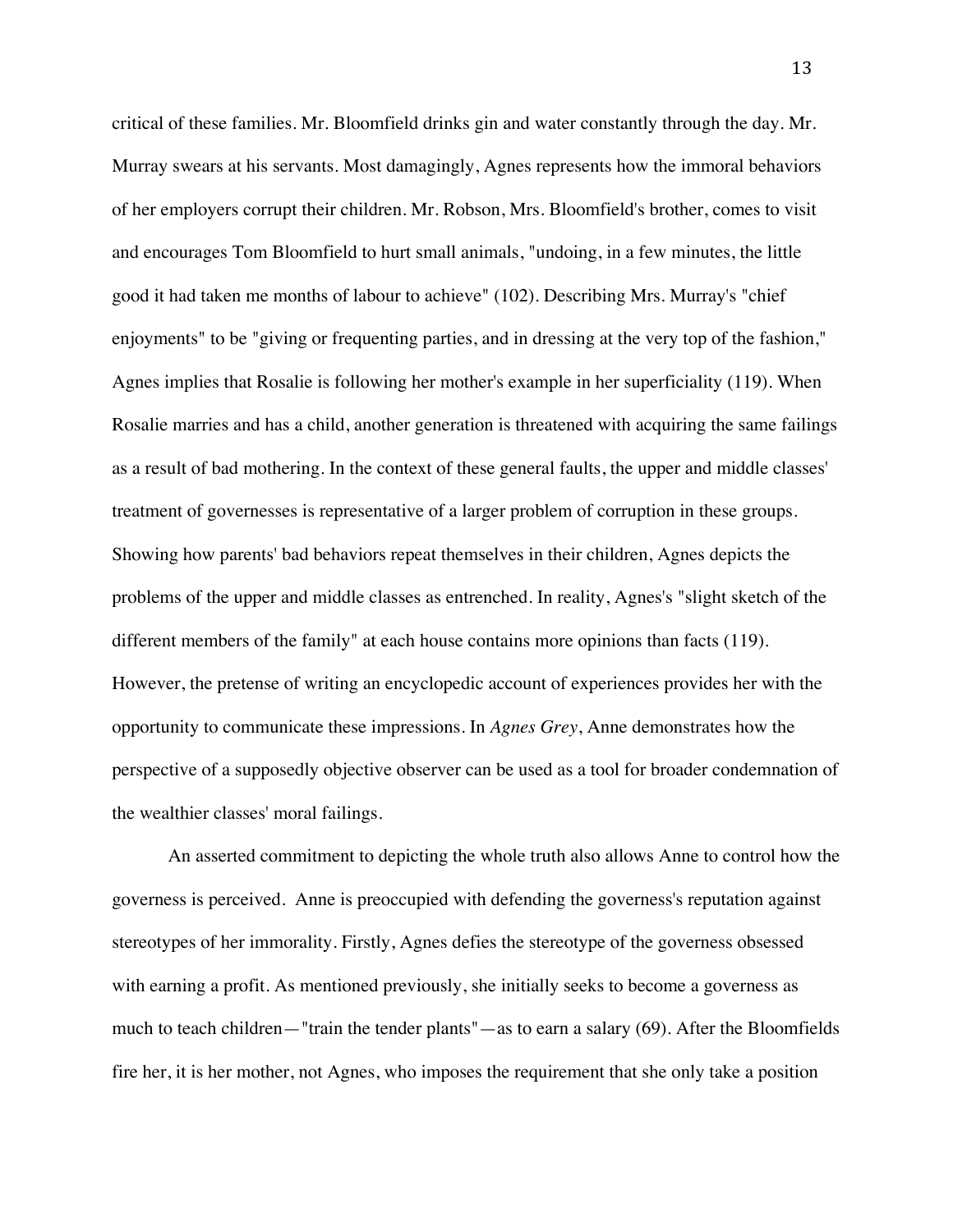critical of these families. Mr. Bloomfield drinks gin and water constantly through the day. Mr. Murray swears at his servants. Most damagingly, Agnes represents how the immoral behaviors of her employers corrupt their children. Mr. Robson, Mrs. Bloomfield's brother, comes to visit and encourages Tom Bloomfield to hurt small animals, "undoing, in a few minutes, the little good it had taken me months of labour to achieve" (102). Describing Mrs. Murray's "chief enjoyments" to be "giving or frequenting parties, and in dressing at the very top of the fashion," Agnes implies that Rosalie is following her mother's example in her superficiality (119). When Rosalie marries and has a child, another generation is threatened with acquiring the same failings as a result of bad mothering. In the context of these general faults, the upper and middle classes' treatment of governesses is representative of a larger problem of corruption in these groups. Showing how parents' bad behaviors repeat themselves in their children, Agnes depicts the problems of the upper and middle classes as entrenched. In reality, Agnes's "slight sketch of the different members of the family" at each house contains more opinions than facts (119). However, the pretense of writing an encyclopedic account of experiences provides her with the opportunity to communicate these impressions. In *Agnes Grey*, Anne demonstrates how the perspective of a supposedly objective observer can be used as a tool for broader condemnation of the wealthier classes' moral failings.

An asserted commitment to depicting the whole truth also allows Anne to control how the governess is perceived. Anne is preoccupied with defending the governess's reputation against stereotypes of her immorality. Firstly, Agnes defies the stereotype of the governess obsessed with earning a profit. As mentioned previously, she initially seeks to become a governess as much to teach children—"train the tender plants"—as to earn a salary (69). After the Bloomfields fire her, it is her mother, not Agnes, who imposes the requirement that she only take a position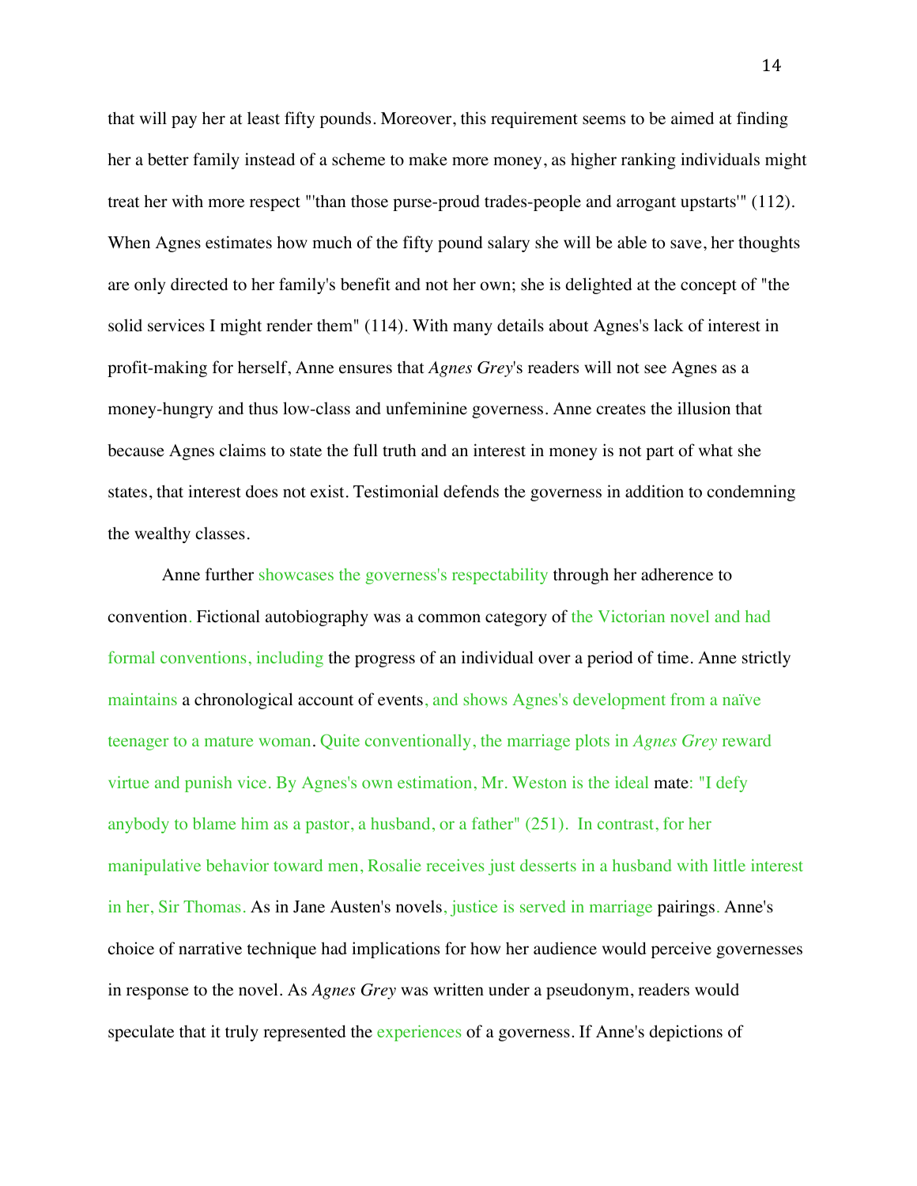that will pay her at least fifty pounds. Moreover, this requirement seems to be aimed at finding her a better family instead of a scheme to make more money, as higher ranking individuals might treat her with more respect "'than those purse-proud trades-people and arrogant upstarts'" (112). When Agnes estimates how much of the fifty pound salary she will be able to save, her thoughts are only directed to her family's benefit and not her own; she is delighted at the concept of "the solid services I might render them" (114). With many details about Agnes's lack of interest in profit-making for herself, Anne ensures that *Agnes Grey*'s readers will not see Agnes as a money-hungry and thus low-class and unfeminine governess. Anne creates the illusion that because Agnes claims to state the full truth and an interest in money is not part of what she states, that interest does not exist. Testimonial defends the governess in addition to condemning the wealthy classes.

Anne further showcases the governess's respectability through her adherence to convention. Fictional autobiography was a common category of the Victorian novel and had formal conventions, including the progress of an individual over a period of time. Anne strictly maintains a chronological account of events, and shows Agnes's development from a naïve teenager to a mature woman. Quite conventionally, the marriage plots in *Agnes Grey* reward virtue and punish vice. By Agnes's own estimation, Mr. Weston is the ideal mate: "I defy anybody to blame him as a pastor, a husband, or a father" (251). In contrast, for her manipulative behavior toward men, Rosalie receives just desserts in a husband with little interest in her, Sir Thomas. As in Jane Austen's novels, justice is served in marriage pairings. Anne's choice of narrative technique had implications for how her audience would perceive governesses in response to the novel. As *Agnes Grey* was written under a pseudonym, readers would speculate that it truly represented the experiences of a governess. If Anne's depictions of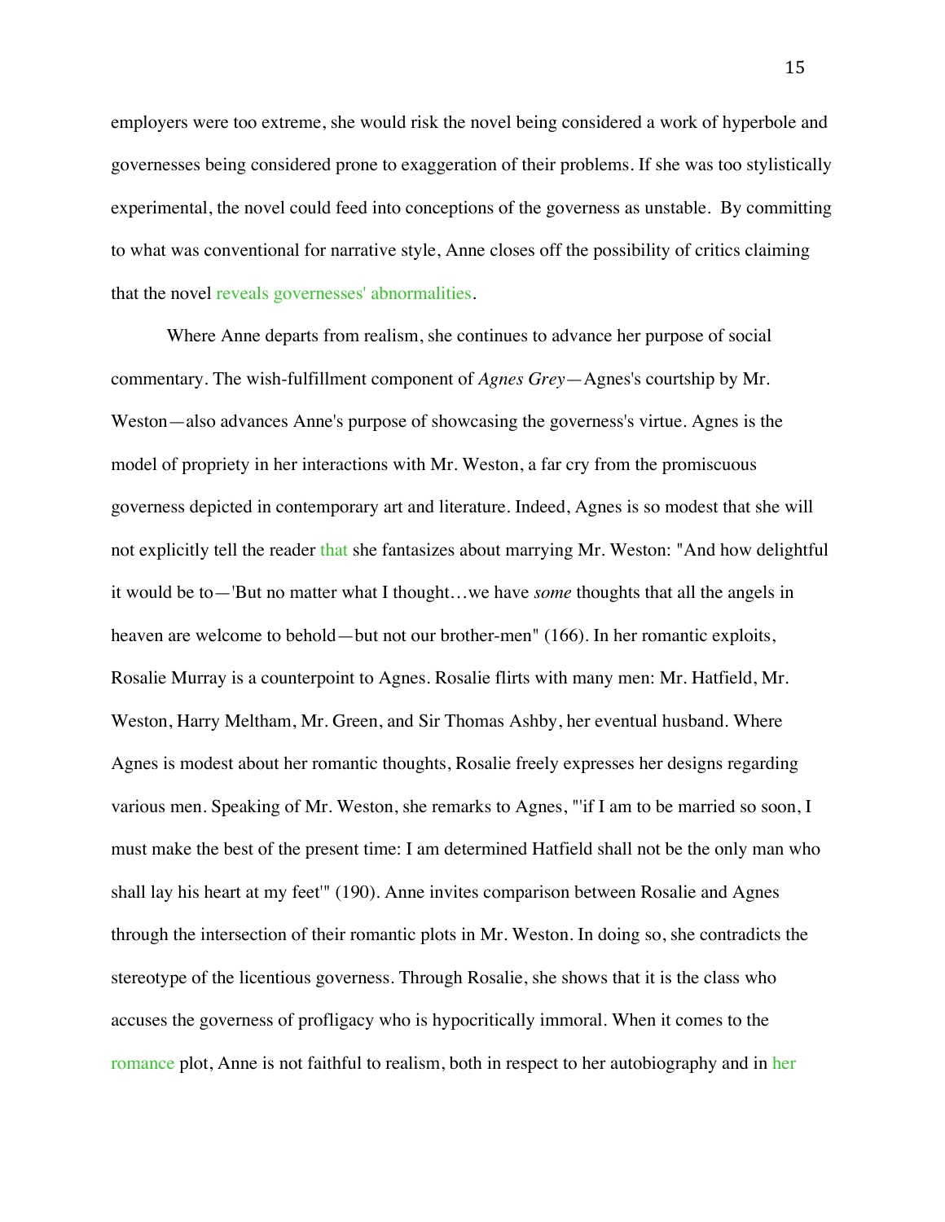employers were too extreme, she would risk the novel being considered a work of hyperbole and governesses being considered prone to exaggeration of their problems. If she was too stylistically experimental, the novel could feed into conceptions of the governess as unstable. By committing to what was conventional for narrative style, Anne closes off the possibility of critics claiming that the novel reveals governesses' abnormalities.

Where Anne departs from realism, she continues to advance her purpose of social commentary. The wish-fulfillment component of *Agnes Grey*—Agnes's courtship by Mr. Weston—also advances Anne's purpose of showcasing the governess's virtue. Agnes is the model of propriety in her interactions with Mr. Weston, a far cry from the promiscuous governess depicted in contemporary art and literature. Indeed, Agnes is so modest that she will not explicitly tell the reader that she fantasizes about marrying Mr. Weston: "And how delightful it would be to—'But no matter what I thought…we have *some* thoughts that all the angels in heaven are welcome to behold—but not our brother-men" (166). In her romantic exploits, Rosalie Murray is a counterpoint to Agnes. Rosalie flirts with many men: Mr. Hatfield, Mr. Weston, Harry Meltham, Mr. Green, and Sir Thomas Ashby, her eventual husband. Where Agnes is modest about her romantic thoughts, Rosalie freely expresses her designs regarding various men. Speaking of Mr. Weston, she remarks to Agnes, "'if I am to be married so soon, I must make the best of the present time: I am determined Hatfield shall not be the only man who shall lay his heart at my feet'" (190). Anne invites comparison between Rosalie and Agnes through the intersection of their romantic plots in Mr. Weston. In doing so, she contradicts the stereotype of the licentious governess. Through Rosalie, she shows that it is the class who accuses the governess of profligacy who is hypocritically immoral. When it comes to the romance plot, Anne is not faithful to realism, both in respect to her autobiography and in her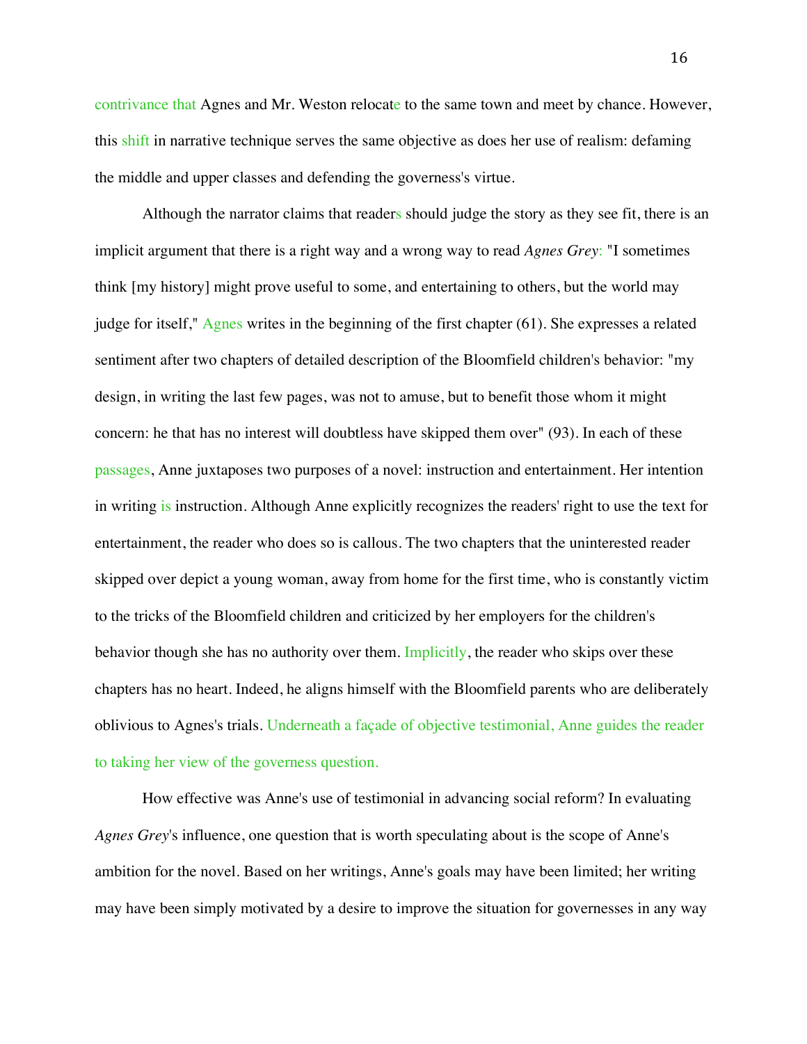contrivance that Agnes and Mr. Weston relocate to the same town and meet by chance. However, this shift in narrative technique serves the same objective as does her use of realism: defaming the middle and upper classes and defending the governess's virtue.

Although the narrator claims that readers should judge the story as they see fit, there is an implicit argument that there is a right way and a wrong way to read *Agnes Grey*: "I sometimes think [my history] might prove useful to some, and entertaining to others, but the world may judge for itself," Agnes writes in the beginning of the first chapter (61). She expresses a related sentiment after two chapters of detailed description of the Bloomfield children's behavior: "my design, in writing the last few pages, was not to amuse, but to benefit those whom it might concern: he that has no interest will doubtless have skipped them over" (93). In each of these passages, Anne juxtaposes two purposes of a novel: instruction and entertainment. Her intention in writing is instruction. Although Anne explicitly recognizes the readers' right to use the text for entertainment, the reader who does so is callous. The two chapters that the uninterested reader skipped over depict a young woman, away from home for the first time, who is constantly victim to the tricks of the Bloomfield children and criticized by her employers for the children's behavior though she has no authority over them. Implicitly, the reader who skips over these chapters has no heart. Indeed, he aligns himself with the Bloomfield parents who are deliberately oblivious to Agnes's trials. Underneath a façade of objective testimonial, Anne guides the reader to taking her view of the governess question.

How effective was Anne's use of testimonial in advancing social reform? In evaluating *Agnes Grey*'s influence, one question that is worth speculating about is the scope of Anne's ambition for the novel. Based on her writings, Anne's goals may have been limited; her writing may have been simply motivated by a desire to improve the situation for governesses in any way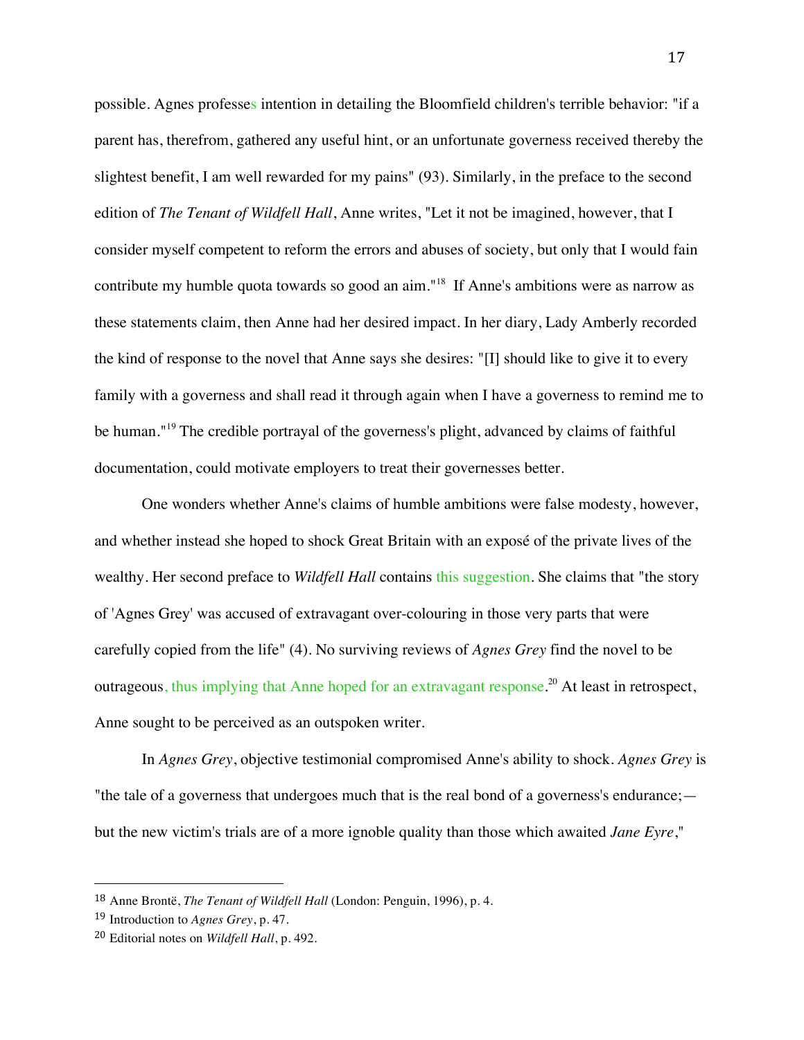possible. Agnes professes intention in detailing the Bloomfield children's terrible behavior: "if a parent has, therefrom, gathered any useful hint, or an unfortunate governess received thereby the slightest benefit, I am well rewarded for my pains" (93). Similarly, in the preface to the second edition of *The Tenant of Wildfell Hall*, Anne writes, "Let it not be imagined, however, that I consider myself competent to reform the errors and abuses of society, but only that I would fain contribute my humble quota towards so good an aim."[18] If Anne's ambitions were as narrow as these statements claim, then Anne had her desired impact. In her diary, Lady Amberly recorded the kind of response to the novel that Anne says she desires: "[I] should like to give it to every family with a governess and shall read it through again when I have a governess to remind me to be human."[19] The credible portrayal of the governess's plight, advanced by claims of faithful documentation, could motivate employers to treat their governesses better.

One wonders whether Anne's claims of humble ambitions were false modesty, however, and whether instead she hoped to shock Great Britain with an exposé of the private lives of the wealthy. Her second preface to *Wildfell Hall* contains this suggestion. She claims that "the story of 'Agnes Grey' was accused of extravagant over-colouring in those very parts that were carefully copied from the life" (4). No surviving reviews of *Agnes Grey* find the novel to be outrageous, thus implying that Anne hoped for an extravagant response.[20] At least in retrospect, Anne sought to be perceived as an outspoken writer.

In *Agnes Grey*, objective testimonial compromised Anne's ability to shock. *Agnes Grey* is "the tale of a governess that undergoes much that is the real bond of a governess's endurance;—but the new victim's trials are of a more ignoble quality than those which awaited *Jane Eyre*,"

---

[18] Anne Brontë, *The Tenant of Wildfell Hall* (London: Penguin, 1996), p. 4.

[19] Introduction to *Agnes Grey*, p. 47.

[20] Editorial notes on *Wildfell Hall*, p. 492.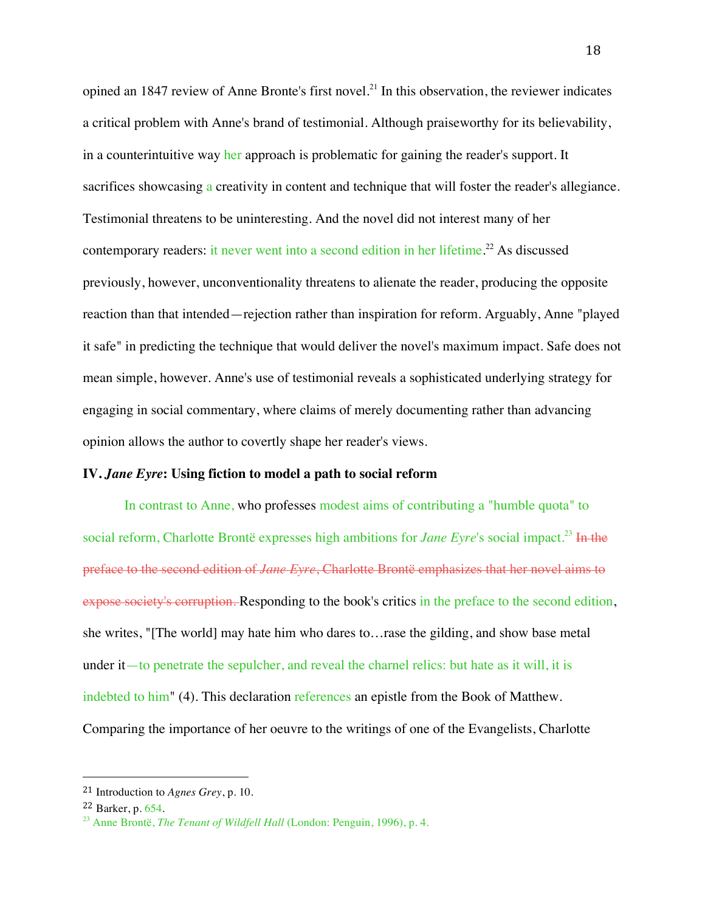opined an 1847 review of Anne Bronte's first novel.[21] In this observation, the reviewer indicates a critical problem with Anne's brand of testimonial. Although praiseworthy for its believability, in a counterintuitive way her approach is problematic for gaining the reader's support. It sacrifices showcasing a creativity in content and technique that will foster the reader's allegiance. Testimonial threatens to be uninteresting. And the novel did not interest many of her contemporary readers: it never went into a second edition in her lifetime.[22] As discussed previously, however, unconventionality threatens to alienate the reader, producing the opposite reaction than that intended—rejection rather than inspiration for reform. Arguably, Anne "played it safe" in predicting the technique that would deliver the novel's maximum impact. Safe does not mean simple, however. Anne's use of testimonial reveals a sophisticated underlying strategy for engaging in social commentary, where claims of merely documenting rather than advancing opinion allows the author to covertly shape her reader's views.

**IV. *Jane Eyre*: Using fiction to model a path to social reform**

In contrast to Anne, who professes modest aims of contributing a "humble quota" to social reform, Charlotte Brontë expresses high ambitions for *Jane Eyre*'s social impact.[23] ~~In the preface to the second edition of *Jane Eyre*, Charlotte Brontë emphasizes that her novel aims to expose society's corruption.~~ Responding to the book's critics in the preface to the second edition, she writes, "[The world] may hate him who dares to…rase the gilding, and show base metal under it—to penetrate the sepulcher, and reveal the charnel relics: but hate as it will, it is indebted to him" (4). This declaration references an epistle from the Book of Matthew. Comparing the importance of her oeuvre to the writings of one of the Evangelists, Charlotte

---

[21] Introduction to *Agnes Grey*, p. 10.

[22] Barker, p. 654.

[23] Anne Brontë, *The Tenant of Wildfell Hall* (London: Penguin, 1996), p. 4.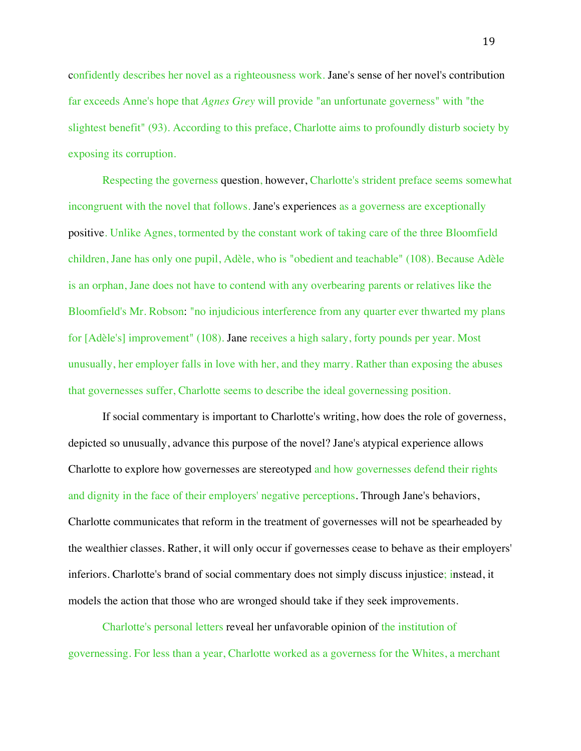confidently describes her novel as a righteousness work. Jane's sense of her novel's contribution far exceeds Anne's hope that *Agnes Grey* will provide "an unfortunate governess" with "the slightest benefit" (93). According to this preface, Charlotte aims to profoundly disturb society by exposing its corruption.

Respecting the governess question, however, Charlotte's strident preface seems somewhat incongruent with the novel that follows. Jane's experiences as a governess are exceptionally positive. Unlike Agnes, tormented by the constant work of taking care of the three Bloomfield children, Jane has only one pupil, Adèle, who is "obedient and teachable" (108). Because Adèle is an orphan, Jane does not have to contend with any overbearing parents or relatives like the Bloomfield's Mr. Robson: "no injudicious interference from any quarter ever thwarted my plans for [Adèle's] improvement" (108). Jane receives a high salary, forty pounds per year. Most unusually, her employer falls in love with her, and they marry. Rather than exposing the abuses that governesses suffer, Charlotte seems to describe the ideal governessing position.

If social commentary is important to Charlotte's writing, how does the role of governess, depicted so unusually, advance this purpose of the novel? Jane's atypical experience allows Charlotte to explore how governesses are stereotyped and how governesses defend their rights and dignity in the face of their employers' negative perceptions. Through Jane's behaviors, Charlotte communicates that reform in the treatment of governesses will not be spearheaded by the wealthier classes. Rather, it will only occur if governesses cease to behave as their employers' inferiors. Charlotte's brand of social commentary does not simply discuss injustice; instead, it models the action that those who are wronged should take if they seek improvements.

Charlotte's personal letters reveal her unfavorable opinion of the institution of governessing. For less than a year, Charlotte worked as a governess for the Whites, a merchant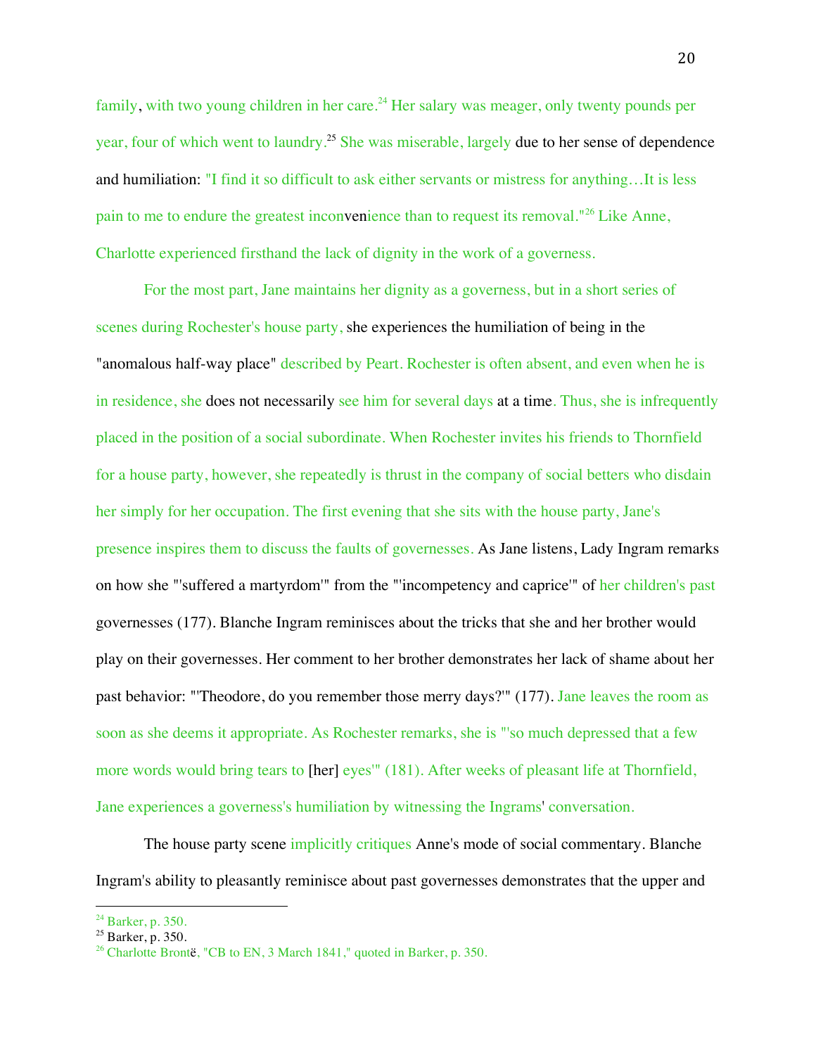family, with two young children in her care.[24] Her salary was meager, only twenty pounds per year, four of which went to laundry.[25] She was miserable, largely due to her sense of dependence and humiliation: "I find it so difficult to ask either servants or mistress for anything…It is less pain to me to endure the greatest inconvenience than to request its removal."[26] Like Anne, Charlotte experienced firsthand the lack of dignity in the work of a governess.

For the most part, Jane maintains her dignity as a governess, but in a short series of scenes during Rochester's house party, she experiences the humiliation of being in the "anomalous half-way place" described by Peart. Rochester is often absent, and even when he is in residence, she does not necessarily see him for several days at a time. Thus, she is infrequently placed in the position of a social subordinate. When Rochester invites his friends to Thornfield for a house party, however, she repeatedly is thrust in the company of social betters who disdain her simply for her occupation. The first evening that she sits with the house party, Jane's presence inspires them to discuss the faults of governesses. As Jane listens, Lady Ingram remarks on how she "'suffered a martyrdom'" from the "'incompetency and caprice'" of her children's past governesses (177). Blanche Ingram reminisces about the tricks that she and her brother would play on their governesses. Her comment to her brother demonstrates her lack of shame about her past behavior: "'Theodore, do you remember those merry days?'" (177). Jane leaves the room as soon as she deems it appropriate. As Rochester remarks, she is "'so much depressed that a few more words would bring tears to [her] eyes'" (181). After weeks of pleasant life at Thornfield, Jane experiences a governess's humiliation by witnessing the Ingrams' conversation.

The house party scene implicitly critiques Anne's mode of social commentary. Blanche Ingram's ability to pleasantly reminisce about past governesses demonstrates that the upper and

---

[24] Barker, p. 350.

[25] Barker, p. 350.

[26] Charlotte Brontë, "CB to EN, 3 March 1841," quoted in Barker, p. 350.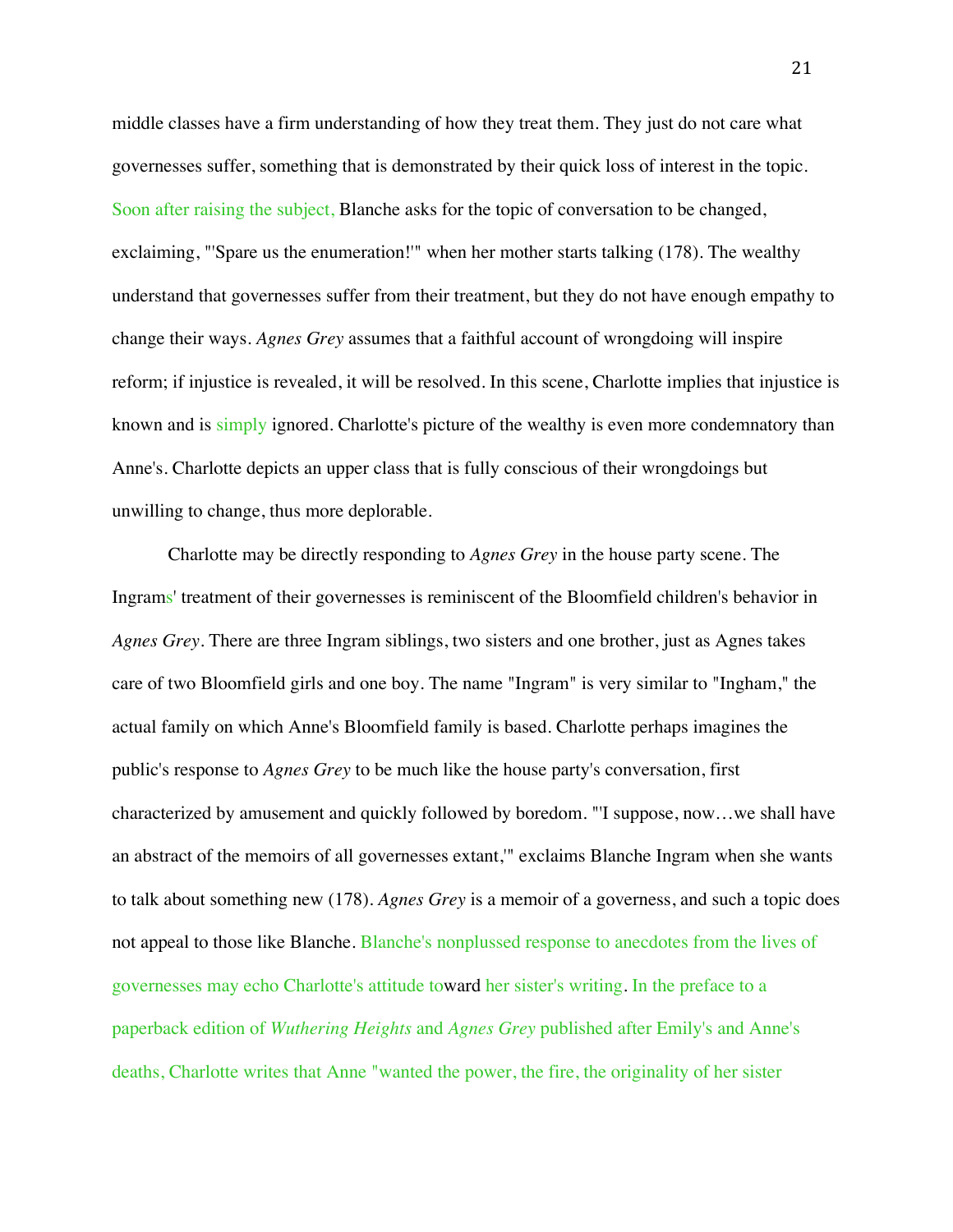middle classes have a firm understanding of how they treat them. They just do not care what governesses suffer, something that is demonstrated by their quick loss of interest in the topic. Soon after raising the subject, Blanche asks for the topic of conversation to be changed, exclaiming, "'Spare us the enumeration!'" when her mother starts talking (178). The wealthy understand that governesses suffer from their treatment, but they do not have enough empathy to change their ways. *Agnes Grey* assumes that a faithful account of wrongdoing will inspire reform; if injustice is revealed, it will be resolved. In this scene, Charlotte implies that injustice is known and is simply ignored. Charlotte's picture of the wealthy is even more condemnatory than Anne's. Charlotte depicts an upper class that is fully conscious of their wrongdoings but unwilling to change, thus more deplorable.

Charlotte may be directly responding to *Agnes Grey* in the house party scene. The Ingrams' treatment of their governesses is reminiscent of the Bloomfield children's behavior in *Agnes Grey*. There are three Ingram siblings, two sisters and one brother, just as Agnes takes care of two Bloomfield girls and one boy. The name "Ingram" is very similar to "Ingham," the actual family on which Anne's Bloomfield family is based. Charlotte perhaps imagines the public's response to *Agnes Grey* to be much like the house party's conversation, first characterized by amusement and quickly followed by boredom. "'I suppose, now…we shall have an abstract of the memoirs of all governesses extant,'" exclaims Blanche Ingram when she wants to talk about something new (178). *Agnes Grey* is a memoir of a governess, and such a topic does not appeal to those like Blanche. Blanche's nonplussed response to anecdotes from the lives of governesses may echo Charlotte's attitude toward her sister's writing. In the preface to a paperback edition of *Wuthering Heights* and *Agnes Grey* published after Emily's and Anne's deaths, Charlotte writes that Anne "wanted the power, the fire, the originality of her sister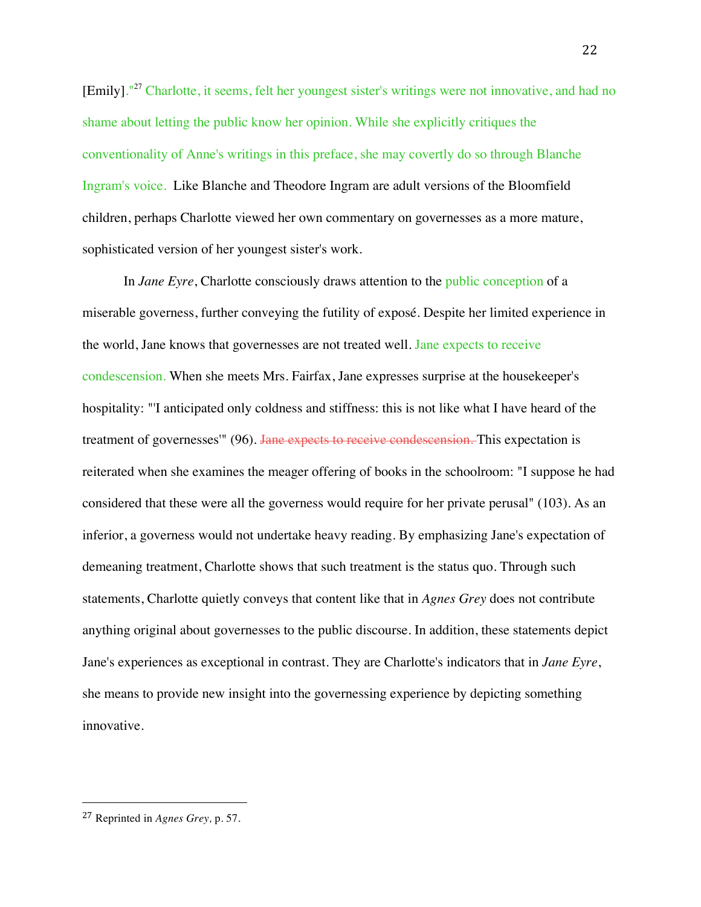[Emily]."[27] Charlotte, it seems, felt her youngest sister's writings were not innovative, and had no shame about letting the public know her opinion. While she explicitly critiques the conventionality of Anne's writings in this preface, she may covertly do so through Blanche Ingram's voice. Like Blanche and Theodore Ingram are adult versions of the Bloomfield children, perhaps Charlotte viewed her own commentary on governesses as a more mature, sophisticated version of her youngest sister's work.

In *Jane Eyre*, Charlotte consciously draws attention to the public conception of a miserable governess, further conveying the futility of exposé. Despite her limited experience in the world, Jane knows that governesses are not treated well. Jane expects to receive condescension. When she meets Mrs. Fairfax, Jane expresses surprise at the housekeeper's hospitality: "'I anticipated only coldness and stiffness: this is not like what I have heard of the treatment of governesses'" (96). ~~Jane expects to receive condescension.~~ This expectation is reiterated when she examines the meager offering of books in the schoolroom: "I suppose he had considered that these were all the governess would require for her private perusal" (103). As an inferior, a governess would not undertake heavy reading. By emphasizing Jane's expectation of demeaning treatment, Charlotte shows that such treatment is the status quo. Through such statements, Charlotte quietly conveys that content like that in *Agnes Grey* does not contribute anything original about governesses to the public discourse. In addition, these statements depict Jane's experiences as exceptional in contrast. They are Charlotte's indicators that in *Jane Eyre*, she means to provide new insight into the governessing experience by depicting something innovative.

---

[27] Reprinted in *Agnes Grey*, p. 57.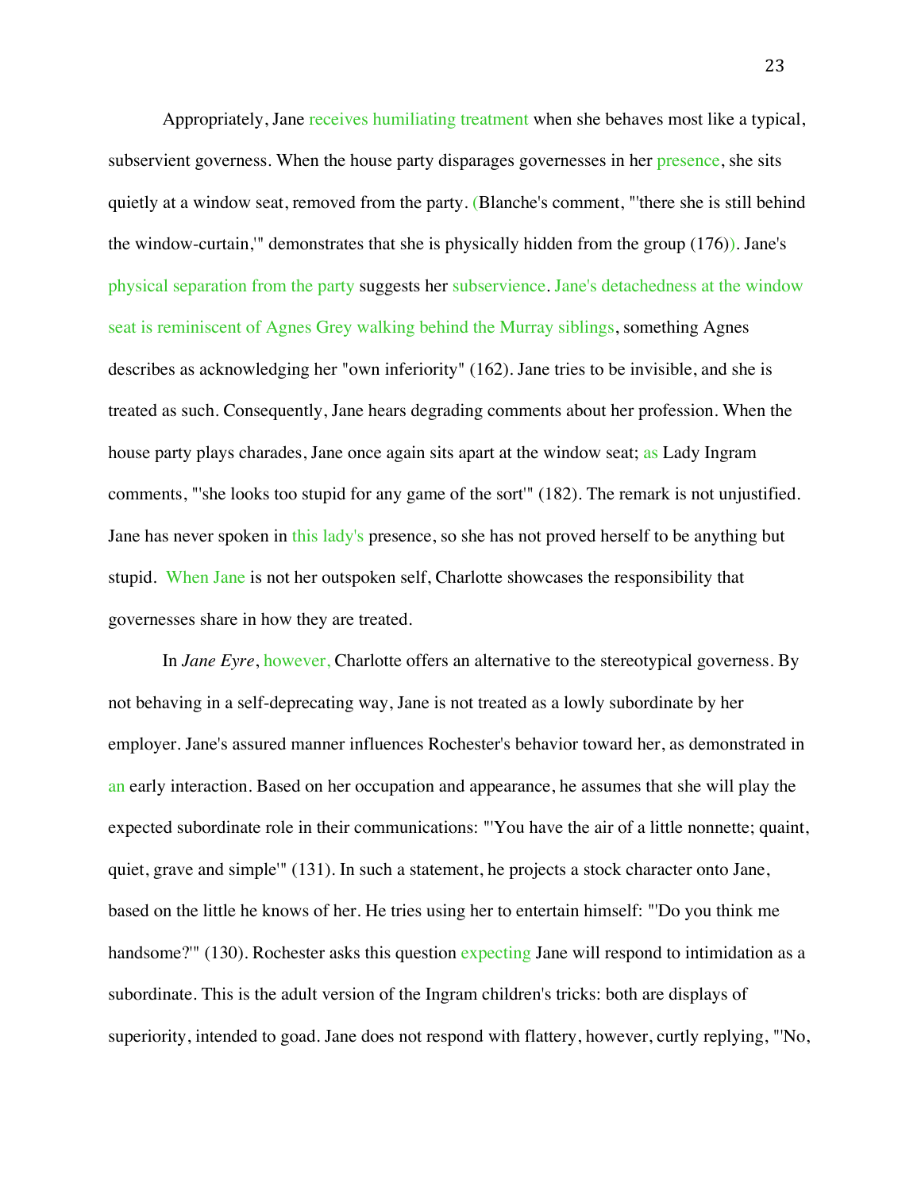Appropriately, Jane receives humiliating treatment when she behaves most like a typical, subservient governess. When the house party disparages governesses in her presence, she sits quietly at a window seat, removed from the party. (Blanche's comment, "'there she is still behind the window-curtain,'" demonstrates that she is physically hidden from the group (176)). Jane's physical separation from the party suggests her subservience. Jane's detachedness at the window seat is reminiscent of Agnes Grey walking behind the Murray siblings, something Agnes describes as acknowledging her "own inferiority" (162). Jane tries to be invisible, and she is treated as such. Consequently, Jane hears degrading comments about her profession. When the house party plays charades, Jane once again sits apart at the window seat; as Lady Ingram comments, "'she looks too stupid for any game of the sort'" (182). The remark is not unjustified. Jane has never spoken in this lady's presence, so she has not proved herself to be anything but stupid. When Jane is not her outspoken self, Charlotte showcases the responsibility that governesses share in how they are treated.

In *Jane Eyre*, however, Charlotte offers an alternative to the stereotypical governess. By not behaving in a self-deprecating way, Jane is not treated as a lowly subordinate by her employer. Jane's assured manner influences Rochester's behavior toward her, as demonstrated in an early interaction. Based on her occupation and appearance, he assumes that she will play the expected subordinate role in their communications: "'You have the air of a little nonnette; quaint, quiet, grave and simple'" (131). In such a statement, he projects a stock character onto Jane, based on the little he knows of her. He tries using her to entertain himself: "'Do you think me handsome?'" (130). Rochester asks this question expecting Jane will respond to intimidation as a subordinate. This is the adult version of the Ingram children's tricks: both are displays of superiority, intended to goad. Jane does not respond with flattery, however, curtly replying, "'No,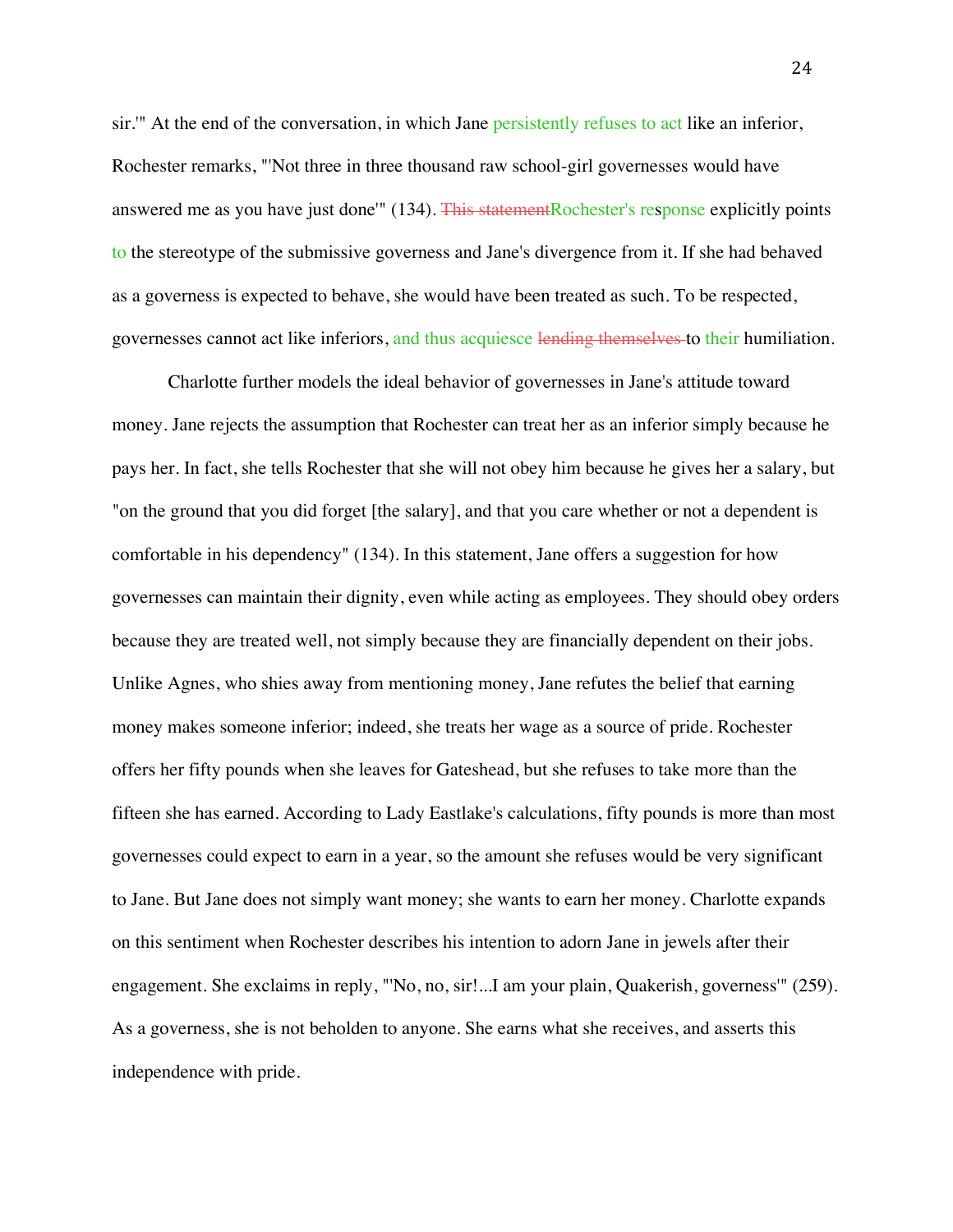sir.'" At the end of the conversation, in which Jane persistently refuses to act like an inferior, Rochester remarks, "'Not three in three thousand raw school-girl governesses would have answered me as you have just done'" (134). ~~This statement~~Rochester's response explicitly points to the stereotype of the submissive governess and Jane's divergence from it. If she had behaved as a governess is expected to behave, she would have been treated as such. To be respected, governesses cannot act like inferiors, and thus acquiesce ~~lending themselves~~ to their humiliation.

Charlotte further models the ideal behavior of governesses in Jane's attitude toward money. Jane rejects the assumption that Rochester can treat her as an inferior simply because he pays her. In fact, she tells Rochester that she will not obey him because he gives her a salary, but "on the ground that you did forget [the salary], and that you care whether or not a dependent is comfortable in his dependency" (134). In this statement, Jane offers a suggestion for how governesses can maintain their dignity, even while acting as employees. They should obey orders because they are treated well, not simply because they are financially dependent on their jobs. Unlike Agnes, who shies away from mentioning money, Jane refutes the belief that earning money makes someone inferior; indeed, she treats her wage as a source of pride. Rochester offers her fifty pounds when she leaves for Gateshead, but she refuses to take more than the fifteen she has earned. According to Lady Eastlake's calculations, fifty pounds is more than most governesses could expect to earn in a year, so the amount she refuses would be very significant to Jane. But Jane does not simply want money; she wants to earn her money. Charlotte expands on this sentiment when Rochester describes his intention to adorn Jane in jewels after their engagement. She exclaims in reply, "'No, no, sir!...I am your plain, Quakerish, governess'" (259). As a governess, she is not beholden to anyone. She earns what she receives, and asserts this independence with pride.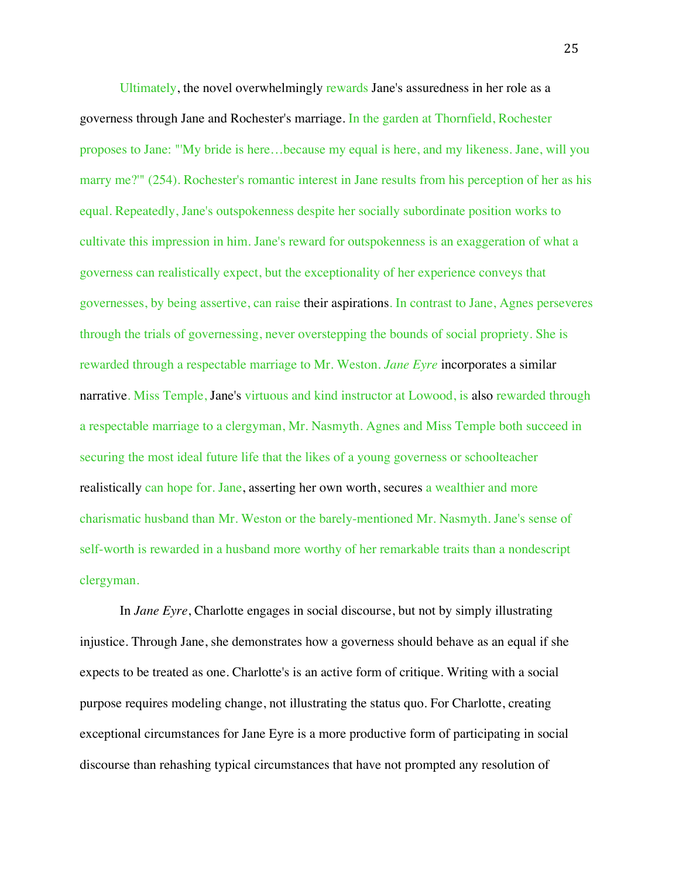Ultimately, the novel overwhelmingly rewards Jane's assuredness in her role as a governess through Jane and Rochester's marriage. In the garden at Thornfield, Rochester proposes to Jane: "'My bride is here…because my equal is here, and my likeness. Jane, will you marry me?'" (254). Rochester's romantic interest in Jane results from his perception of her as his equal. Repeatedly, Jane's outspokenness despite her socially subordinate position works to cultivate this impression in him. Jane's reward for outspokenness is an exaggeration of what a governess can realistically expect, but the exceptionality of her experience conveys that governesses, by being assertive, can raise their aspirations. In contrast to Jane, Agnes perseveres through the trials of governessing, never overstepping the bounds of social propriety. She is rewarded through a respectable marriage to Mr. Weston. *Jane Eyre* incorporates a similar narrative. Miss Temple, Jane's virtuous and kind instructor at Lowood, is also rewarded through a respectable marriage to a clergyman, Mr. Nasmyth. Agnes and Miss Temple both succeed in securing the most ideal future life that the likes of a young governess or schoolteacher realistically can hope for. Jane, asserting her own worth, secures a wealthier and more charismatic husband than Mr. Weston or the barely-mentioned Mr. Nasmyth. Jane's sense of self-worth is rewarded in a husband more worthy of her remarkable traits than a nondescript clergyman.

In *Jane Eyre*, Charlotte engages in social discourse, but not by simply illustrating injustice. Through Jane, she demonstrates how a governess should behave as an equal if she expects to be treated as one. Charlotte's is an active form of critique. Writing with a social purpose requires modeling change, not illustrating the status quo. For Charlotte, creating exceptional circumstances for Jane Eyre is a more productive form of participating in social discourse than rehashing typical circumstances that have not prompted any resolution of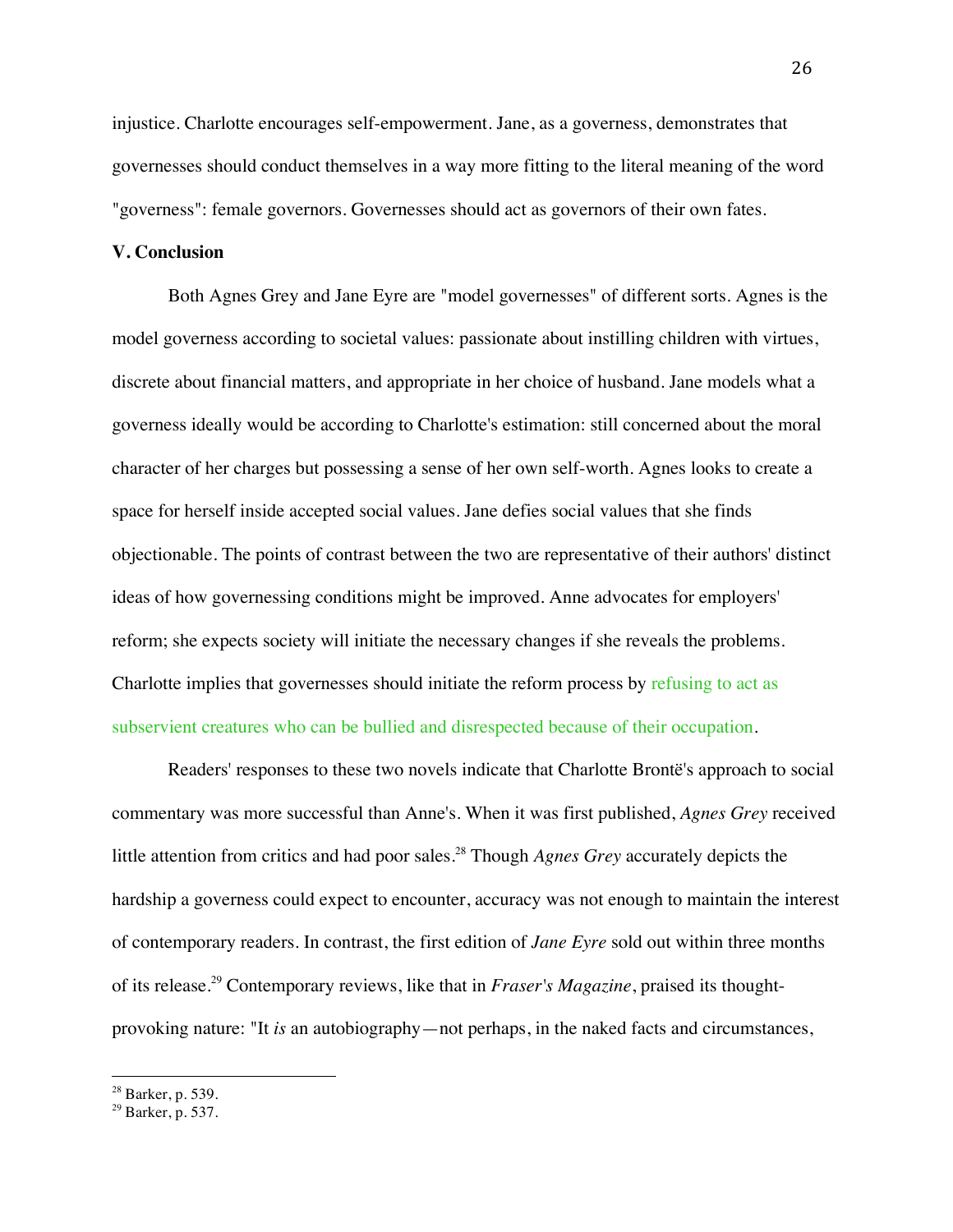injustice. Charlotte encourages self-empowerment. Jane, as a governess, demonstrates that governesses should conduct themselves in a way more fitting to the literal meaning of the word "governess": female governors. Governesses should act as governors of their own fates.

**V. Conclusion**

Both Agnes Grey and Jane Eyre are "model governesses" of different sorts. Agnes is the model governess according to societal values: passionate about instilling children with virtues, discrete about financial matters, and appropriate in her choice of husband. Jane models what a governess ideally would be according to Charlotte's estimation: still concerned about the moral character of her charges but possessing a sense of her own self-worth. Agnes looks to create a space for herself inside accepted social values. Jane defies social values that she finds objectionable. The points of contrast between the two are representative of their authors' distinct ideas of how governessing conditions might be improved. Anne advocates for employers' reform; she expects society will initiate the necessary changes if she reveals the problems. Charlotte implies that governesses should initiate the reform process by refusing to act as subservient creatures who can be bullied and disrespected because of their occupation.

Readers' responses to these two novels indicate that Charlotte Brontë's approach to social commentary was more successful than Anne's. When it was first published, *Agnes Grey* received little attention from critics and had poor sales.[28] Though *Agnes Grey* accurately depicts the hardship a governess could expect to encounter, accuracy was not enough to maintain the interest of contemporary readers. In contrast, the first edition of *Jane Eyre* sold out within three months of its release.[29] Contemporary reviews, like that in *Fraser's Magazine*, praised its thought-provoking nature: "It *is* an autobiography—not perhaps, in the naked facts and circumstances,

---

[28] Barker, p. 539.
[29] Barker, p. 537.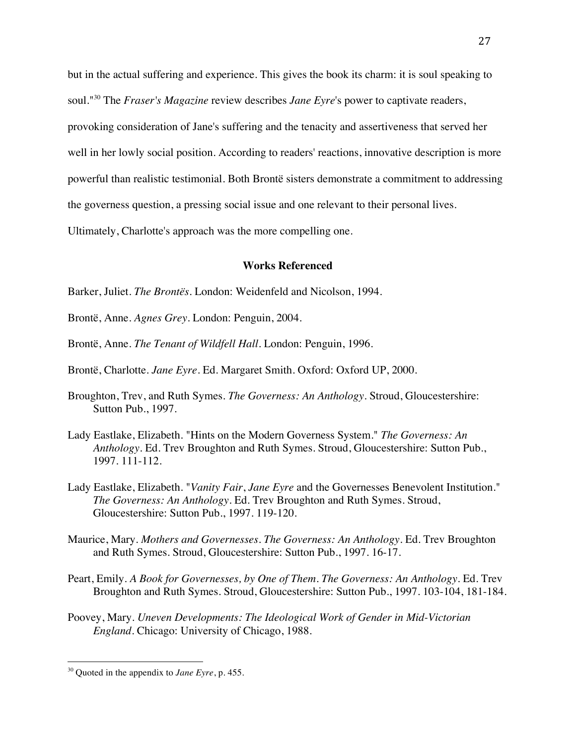but in the actual suffering and experience. This gives the book its charm: it is soul speaking to soul."[30] The *Fraser's Magazine* review describes *Jane Eyre*'s power to captivate readers, provoking consideration of Jane's suffering and the tenacity and assertiveness that served her well in her lowly social position. According to readers' reactions, innovative description is more powerful than realistic testimonial. Both Brontë sisters demonstrate a commitment to addressing the governess question, a pressing social issue and one relevant to their personal lives. Ultimately, Charlotte's approach was the more compelling one.

## Works Referenced

Barker, Juliet. *The Brontës*. London: Weidenfeld and Nicolson, 1994.

Brontë, Anne. *Agnes Grey*. London: Penguin, 2004.

Brontë, Anne. *The Tenant of Wildfell Hall*. London: Penguin, 1996.

Brontë, Charlotte. *Jane Eyre*. Ed. Margaret Smith. Oxford: Oxford UP, 2000.

Broughton, Trev, and Ruth Symes. *The Governess: An Anthology*. Stroud, Gloucestershire: Sutton Pub., 1997.

Lady Eastlake, Elizabeth. "Hints on the Modern Governess System." *The Governess: An Anthology*. Ed. Trev Broughton and Ruth Symes. Stroud, Gloucestershire: Sutton Pub., 1997. 111-112.

Lady Eastlake, Elizabeth. "*Vanity Fair*, *Jane Eyre* and the Governesses Benevolent Institution." *The Governess: An Anthology*. Ed. Trev Broughton and Ruth Symes. Stroud, Gloucestershire: Sutton Pub., 1997. 119-120.

Maurice, Mary. *Mothers and Governesses*. *The Governess: An Anthology*. Ed. Trev Broughton and Ruth Symes. Stroud, Gloucestershire: Sutton Pub., 1997. 16-17.

Peart, Emily. *A Book for Governesses, by One of Them*. *The Governess: An Anthology*. Ed. Trev Broughton and Ruth Symes. Stroud, Gloucestershire: Sutton Pub., 1997. 103-104, 181-184.

Poovey, Mary. *Uneven Developments: The Ideological Work of Gender in Mid-Victorian England*. Chicago: University of Chicago, 1988.

---

[30] Quoted in the appendix to *Jane Eyre*, p. 455.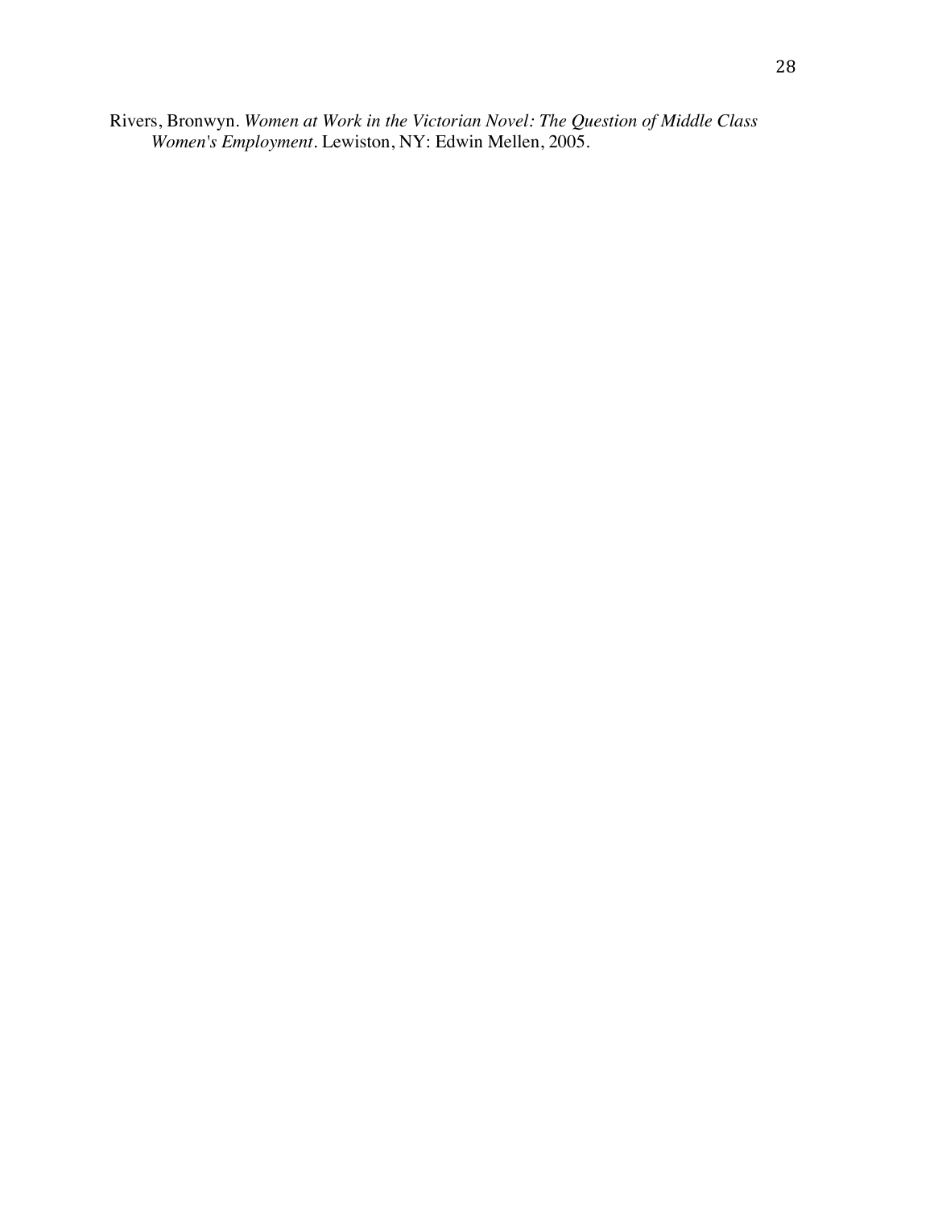Rivers, Bronwyn. *Women at Work in the Victorian Novel: The Question of Middle Class Women's Employment*. Lewiston, NY: Edwin Mellen, 2005.